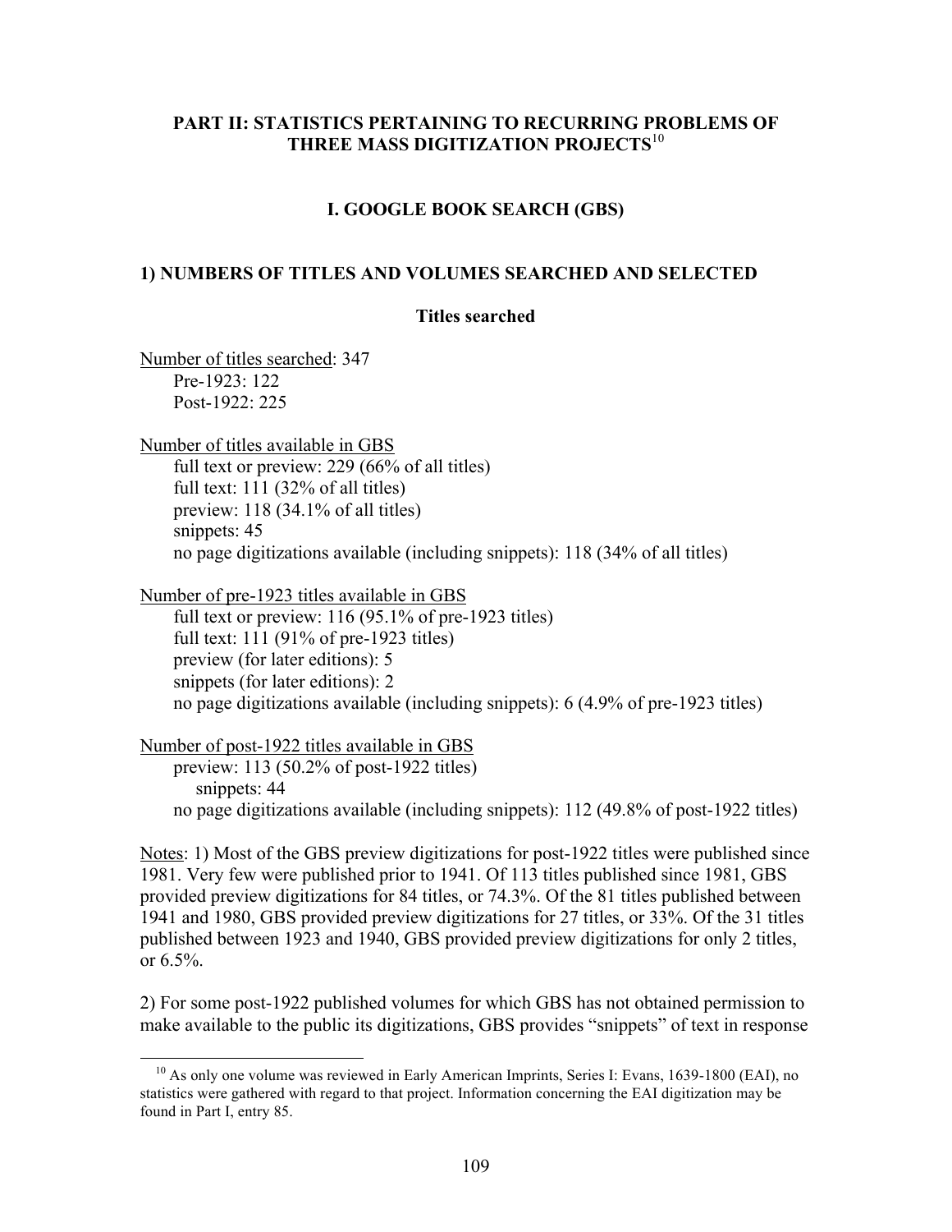## PART II: STATISTICS PERTAINING TO RECURRING PROBLEMS OF THREE MASS DIGITIZATION PROJECTS[10]

### I. GOOGLE BOOK SEARCH (GBS)

#### 1) NUMBERS OF TITLES AND VOLUMES SEARCHED AND SELECTED

**Titles searched**

Number of titles searched: 347
- Pre-1923: 122
- Post-1922: 225

Number of titles available in GBS
- full text or preview: 229 (66% of all titles)
- full text: 111 (32% of all titles)
- preview: 118 (34.1% of all titles)
- snippets: 45
- no page digitizations available (including snippets): 118 (34% of all titles)

Number of pre-1923 titles available in GBS
- full text or preview: 116 (95.1% of pre-1923 titles)
- full text: 111 (91% of pre-1923 titles)
- preview (for later editions): 5
- snippets (for later editions): 2
- no page digitizations available (including snippets): 6 (4.9% of pre-1923 titles)

Number of post-1922 titles available in GBS
- preview: 113 (50.2% of post-1922 titles)
  - snippets: 44
- no page digitizations available (including snippets): 112 (49.8% of post-1922 titles)

Notes: 1) Most of the GBS preview digitizations for post-1922 titles were published since 1981. Very few were published prior to 1941. Of 113 titles published since 1981, GBS provided preview digitizations for 84 titles, or 74.3%. Of the 81 titles published between 1941 and 1980, GBS provided preview digitizations for 27 titles, or 33%. Of the 31 titles published between 1923 and 1940, GBS provided preview digitizations for only 2 titles, or 6.5%.

2) For some post-1922 published volumes for which GBS has not obtained permission to make available to the public its digitizations, GBS provides "snippets" of text in response

---

[10] As only one volume was reviewed in Early American Imprints, Series I: Evans, 1639-1800 (EAI), no statistics were gathered with regard to that project. Information concerning the EAI digitization may be found in Part I, entry 85.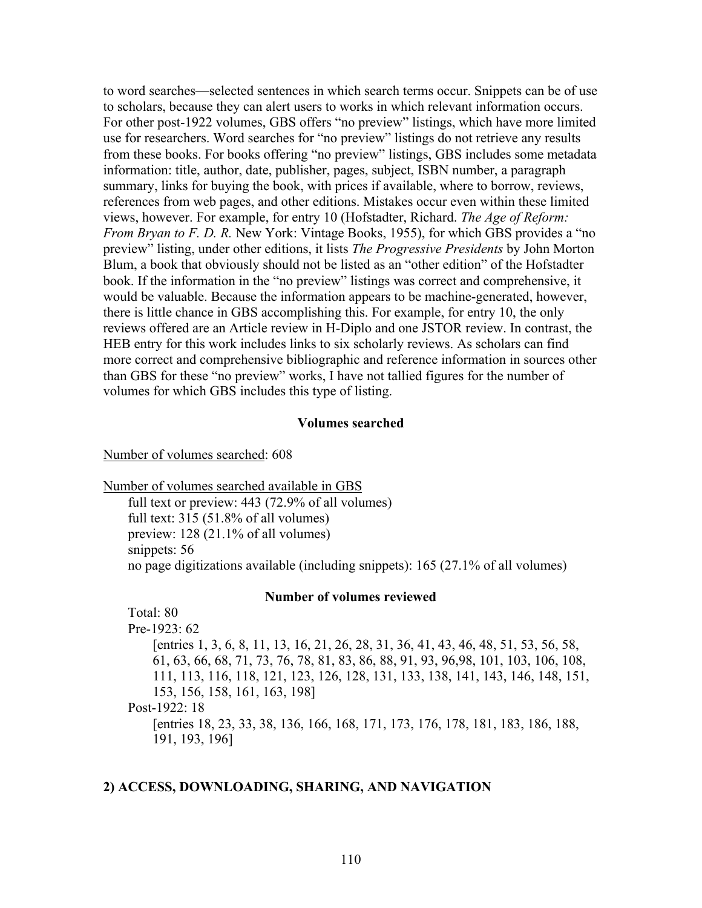to word searches—selected sentences in which search terms occur. Snippets can be of use to scholars, because they can alert users to works in which relevant information occurs. For other post-1922 volumes, GBS offers "no preview" listings, which have more limited use for researchers. Word searches for "no preview" listings do not retrieve any results from these books. For books offering "no preview" listings, GBS includes some metadata information: title, author, date, publisher, pages, subject, ISBN number, a paragraph summary, links for buying the book, with prices if available, where to borrow, reviews, references from web pages, and other editions. Mistakes occur even within these limited views, however. For example, for entry 10 (Hofstadter, Richard. *The Age of Reform: From Bryan to F. D. R.* New York: Vintage Books, 1955), for which GBS provides a "no preview" listing, under other editions, it lists *The Progressive Presidents* by John Morton Blum, a book that obviously should not be listed as an "other edition" of the Hofstadter book. If the information in the "no preview" listings was correct and comprehensive, it would be valuable. Because the information appears to be machine-generated, however, there is little chance in GBS accomplishing this. For example, for entry 10, the only reviews offered are an Article review in H-Diplo and one JSTOR review. In contrast, the HEB entry for this work includes links to six scholarly reviews. As scholars can find more correct and comprehensive bibliographic and reference information in sources other than GBS for these "no preview" works, I have not tallied figures for the number of volumes for which GBS includes this type of listing.

**Volumes searched**

Number of volumes searched: 608

Number of volumes searched available in GBS

- full text or preview: 443 (72.9% of all volumes)
- full text: 315 (51.8% of all volumes)
- preview: 128 (21.1% of all volumes)
- snippets: 56
- no page digitizations available (including snippets): 165 (27.1% of all volumes)

**Number of volumes reviewed**

Total: 80

Pre-1923: 62

[entries 1, 3, 6, 8, 11, 13, 16, 21, 26, 28, 31, 36, 41, 43, 46, 48, 51, 53, 56, 58, 61, 63, 66, 68, 71, 73, 76, 78, 81, 83, 86, 88, 91, 93, 96,98, 101, 103, 106, 108, 111, 113, 116, 118, 121, 123, 126, 128, 131, 133, 138, 141, 143, 146, 148, 151, 153, 156, 158, 161, 163, 198]

Post-1922: 18

[entries 18, 23, 33, 38, 136, 166, 168, 171, 173, 176, 178, 181, 183, 186, 188, 191, 193, 196]

## 2) ACCESS, DOWNLOADING, SHARING, AND NAVIGATION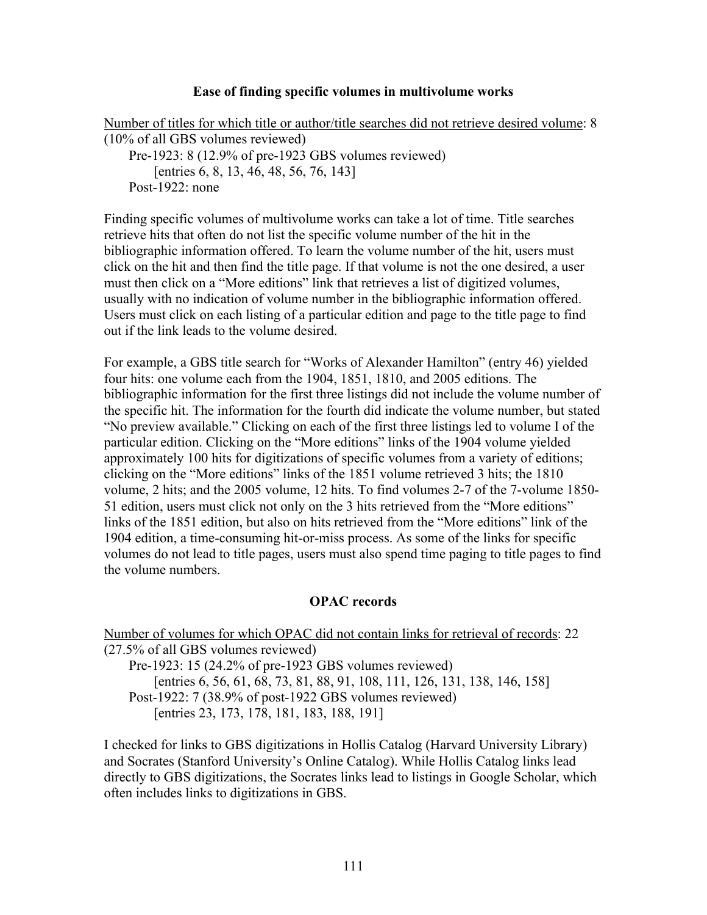## Ease of finding specific volumes in multivolume works

Number of titles for which title or author/title searches did not retrieve desired volume: 8 (10% of all GBS volumes reviewed)

Pre-1923: 8 (12.9% of pre-1923 GBS volumes reviewed)
[entries 6, 8, 13, 46, 48, 56, 76, 143]

Post-1922: none

Finding specific volumes of multivolume works can take a lot of time. Title searches retrieve hits that often do not list the specific volume number of the hit in the bibliographic information offered. To learn the volume number of the hit, users must click on the hit and then find the title page. If that volume is not the one desired, a user must then click on a "More editions" link that retrieves a list of digitized volumes, usually with no indication of volume number in the bibliographic information offered. Users must click on each listing of a particular edition and page to the title page to find out if the link leads to the volume desired.

For example, a GBS title search for "Works of Alexander Hamilton" (entry 46) yielded four hits: one volume each from the 1904, 1851, 1810, and 2005 editions. The bibliographic information for the first three listings did not include the volume number of the specific hit. The information for the fourth did indicate the volume number, but stated "No preview available." Clicking on each of the first three listings led to volume I of the particular edition. Clicking on the "More editions" links of the 1904 volume yielded approximately 100 hits for digitizations of specific volumes from a variety of editions; clicking on the "More editions" links of the 1851 volume retrieved 3 hits; the 1810 volume, 2 hits; and the 2005 volume, 12 hits. To find volumes 2-7 of the 7-volume 1850-51 edition, users must click not only on the 3 hits retrieved from the "More editions" links of the 1851 edition, but also on hits retrieved from the "More editions" link of the 1904 edition, a time-consuming hit-or-miss process. As some of the links for specific volumes do not lead to title pages, users must also spend time paging to title pages to find the volume numbers.

## OPAC records

Number of volumes for which OPAC did not contain links for retrieval of records: 22 (27.5% of all GBS volumes reviewed)

Pre-1923: 15 (24.2% of pre-1923 GBS volumes reviewed)
[entries 6, 56, 61, 68, 73, 81, 88, 91, 108, 111, 126, 131, 138, 146, 158]

Post-1922: 7 (38.9% of post-1922 GBS volumes reviewed)
[entries 23, 173, 178, 181, 183, 188, 191]

I checked for links to GBS digitizations in Hollis Catalog (Harvard University Library) and Socrates (Stanford University's Online Catalog). While Hollis Catalog links lead directly to GBS digitizations, the Socrates links lead to listings in Google Scholar, which often includes links to digitizations in GBS.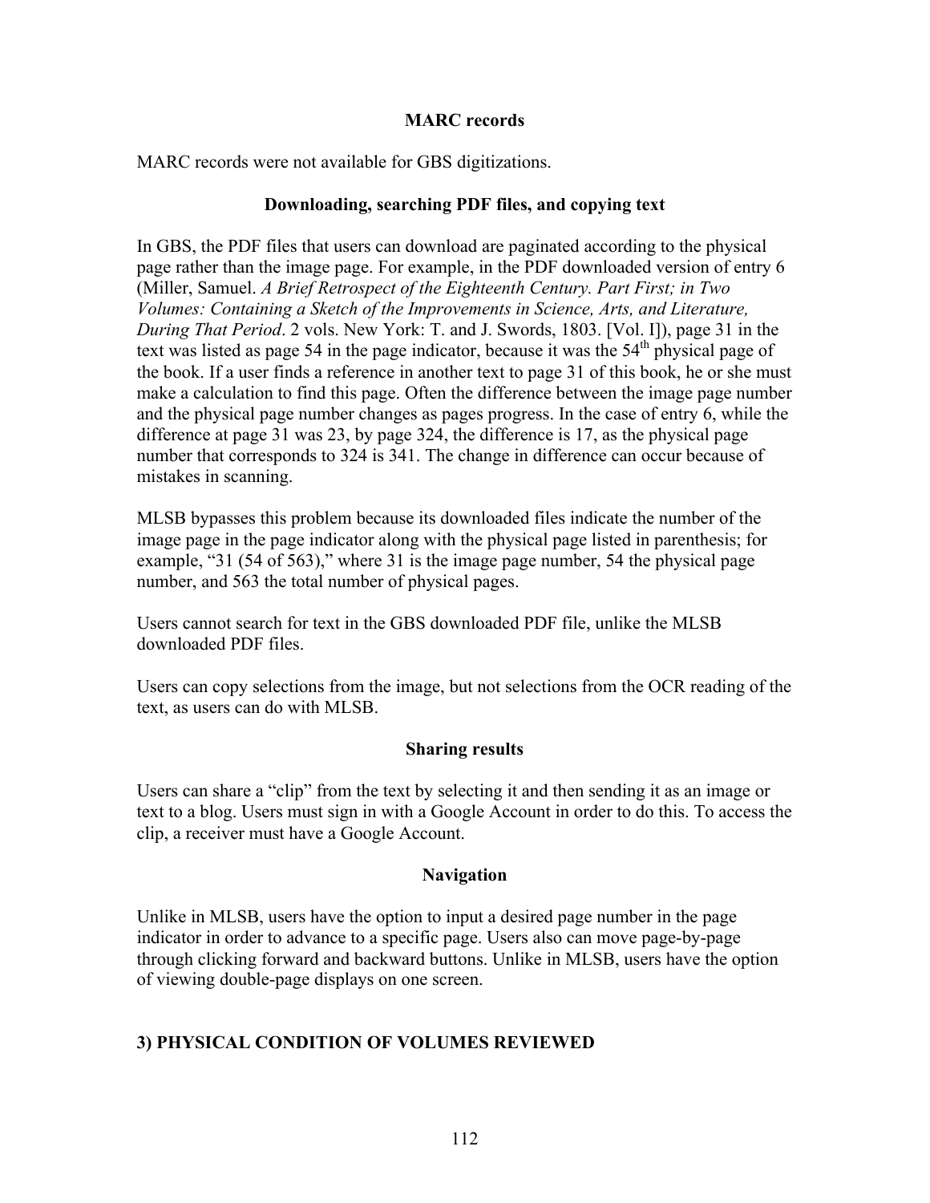### MARC records

MARC records were not available for GBS digitizations.

### Downloading, searching PDF files, and copying text

In GBS, the PDF files that users can download are paginated according to the physical page rather than the image page. For example, in the PDF downloaded version of entry 6 (Miller, Samuel. *A Brief Retrospect of the Eighteenth Century. Part First; in Two Volumes: Containing a Sketch of the Improvements in Science, Arts, and Literature, During That Period*. 2 vols. New York: T. and J. Swords, 1803. [Vol. I]), page 31 in the text was listed as page 54 in the page indicator, because it was the 54th physical page of the book. If a user finds a reference in another text to page 31 of this book, he or she must make a calculation to find this page. Often the difference between the image page number and the physical page number changes as pages progress. In the case of entry 6, while the difference at page 31 was 23, by page 324, the difference is 17, as the physical page number that corresponds to 324 is 341. The change in difference can occur because of mistakes in scanning.

MLSB bypasses this problem because its downloaded files indicate the number of the image page in the page indicator along with the physical page listed in parenthesis; for example, "31 (54 of 563)," where 31 is the image page number, 54 the physical page number, and 563 the total number of physical pages.

Users cannot search for text in the GBS downloaded PDF file, unlike the MLSB downloaded PDF files.

Users can copy selections from the image, but not selections from the OCR reading of the text, as users can do with MLSB.

### Sharing results

Users can share a "clip" from the text by selecting it and then sending it as an image or text to a blog. Users must sign in with a Google Account in order to do this. To access the clip, a receiver must have a Google Account.

### Navigation

Unlike in MLSB, users have the option to input a desired page number in the page indicator in order to advance to a specific page. Users also can move page-by-page through clicking forward and backward buttons. Unlike in MLSB, users have the option of viewing double-page displays on one screen.

## 3) PHYSICAL CONDITION OF VOLUMES REVIEWED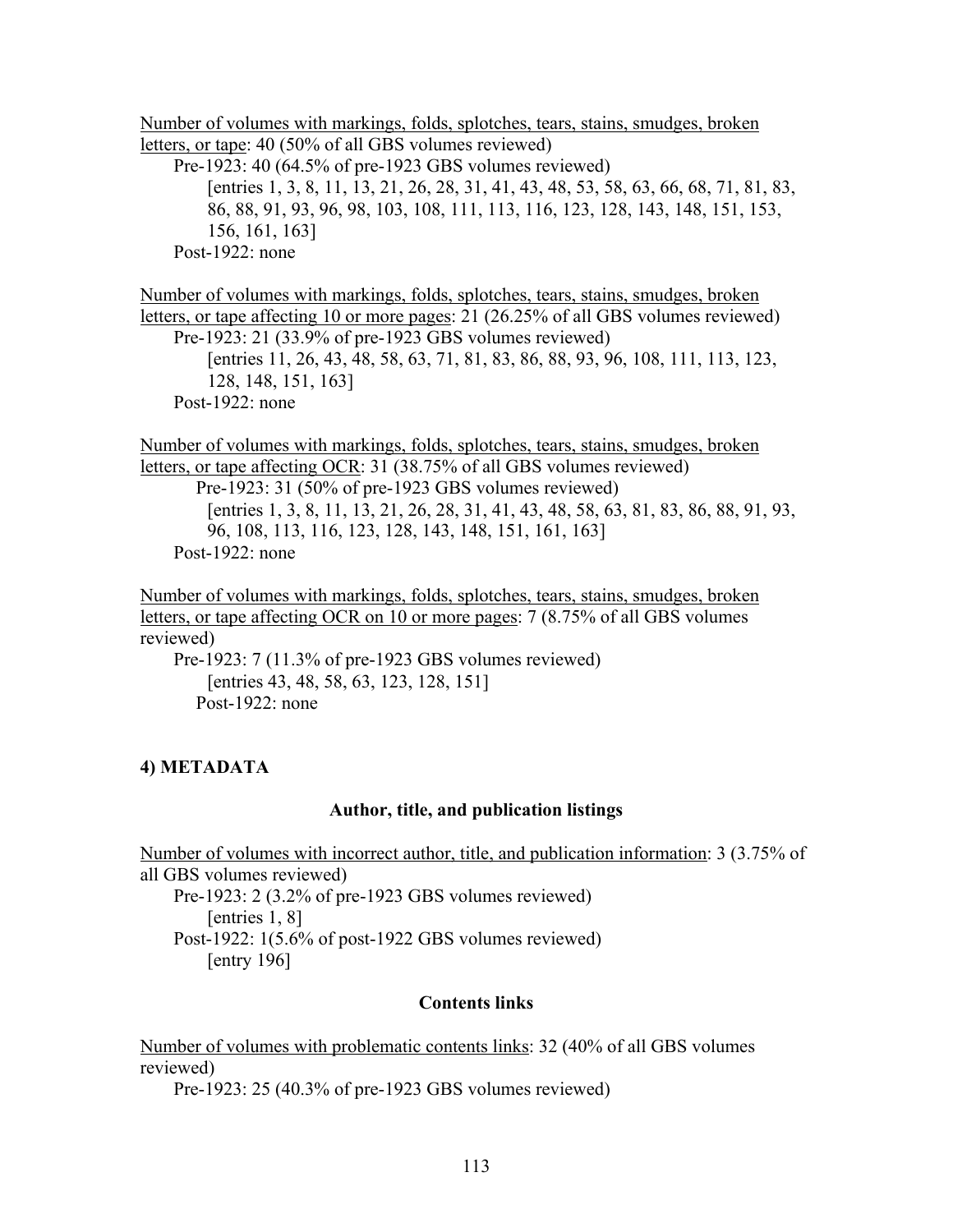<u>Number of volumes with markings, folds, splotches, tears, stains, smudges, broken letters, or tape</u>: 40 (50% of all GBS volumes reviewed)

Pre-1923: 40 (64.5% of pre-1923 GBS volumes reviewed)

[entries 1, 3, 8, 11, 13, 21, 26, 28, 31, 41, 43, 48, 53, 58, 63, 66, 68, 71, 81, 83, 86, 88, 91, 93, 96, 98, 103, 108, 111, 113, 116, 123, 128, 143, 148, 151, 153, 156, 161, 163]

Post-1922: none

<u>Number of volumes with markings, folds, splotches, tears, stains, smudges, broken letters, or tape affecting 10 or more pages</u>: 21 (26.25% of all GBS volumes reviewed)

Pre-1923: 21 (33.9% of pre-1923 GBS volumes reviewed)

[entries 11, 26, 43, 48, 58, 63, 71, 81, 83, 86, 88, 93, 96, 108, 111, 113, 123, 128, 148, 151, 163]

Post-1922: none

<u>Number of volumes with markings, folds, splotches, tears, stains, smudges, broken letters, or tape affecting OCR</u>: 31 (38.75% of all GBS volumes reviewed)

Pre-1923: 31 (50% of pre-1923 GBS volumes reviewed)

[entries 1, 3, 8, 11, 13, 21, 26, 28, 31, 41, 43, 48, 58, 63, 81, 83, 86, 88, 91, 93, 96, 108, 113, 116, 123, 128, 143, 148, 151, 161, 163]

Post-1922: none

<u>Number of volumes with markings, folds, splotches, tears, stains, smudges, broken letters, or tape affecting OCR on 10 or more pages</u>: 7 (8.75% of all GBS volumes reviewed)

Pre-1923: 7 (11.3% of pre-1923 GBS volumes reviewed)

[entries 43, 48, 58, 63, 123, 128, 151]

Post-1922: none

## 4) METADATA

### Author, title, and publication listings

<u>Number of volumes with incorrect author, title, and publication information</u>: 3 (3.75% of all GBS volumes reviewed)

Pre-1923: 2 (3.2% of pre-1923 GBS volumes reviewed)

[entries 1, 8]

Post-1922: 1(5.6% of post-1922 GBS volumes reviewed)

[entry 196]

### Contents links

<u>Number of volumes with problematic contents links</u>: 32 (40% of all GBS volumes reviewed)

Pre-1923: 25 (40.3% of pre-1923 GBS volumes reviewed)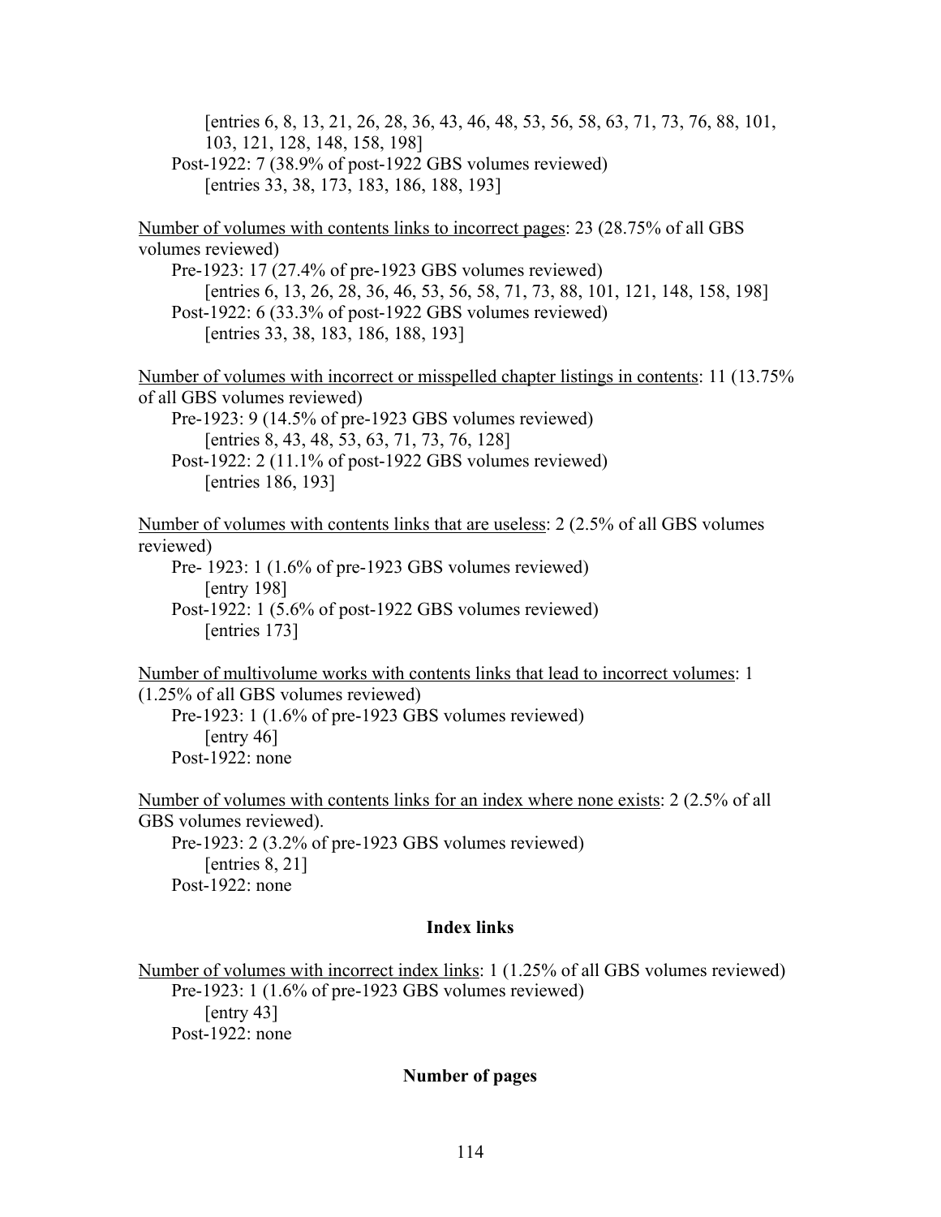[entries 6, 8, 13, 21, 26, 28, 36, 43, 46, 48, 53, 56, 58, 63, 71, 73, 76, 88, 101, 103, 121, 128, 148, 158, 198]

Post-1922: 7 (38.9% of post-1922 GBS volumes reviewed)

[entries 33, 38, 173, 183, 186, 188, 193]

<u>Number of volumes with contents links to incorrect pages</u>: 23 (28.75% of all GBS volumes reviewed)

Pre-1923: 17 (27.4% of pre-1923 GBS volumes reviewed)

[entries 6, 13, 26, 28, 36, 46, 53, 56, 58, 71, 73, 88, 101, 121, 148, 158, 198]

Post-1922: 6 (33.3% of post-1922 GBS volumes reviewed)

[entries 33, 38, 183, 186, 188, 193]

<u>Number of volumes with incorrect or misspelled chapter listings in contents</u>: 11 (13.75% of all GBS volumes reviewed)

Pre-1923: 9 (14.5% of pre-1923 GBS volumes reviewed)

[entries 8, 43, 48, 53, 63, 71, 73, 76, 128]

Post-1922: 2 (11.1% of post-1922 GBS volumes reviewed)

[entries 186, 193]

<u>Number of volumes with contents links that are useless</u>: 2 (2.5% of all GBS volumes reviewed)

Pre- 1923: 1 (1.6% of pre-1923 GBS volumes reviewed)

[entry 198]

Post-1922: 1 (5.6% of post-1922 GBS volumes reviewed)

[entries 173]

<u>Number of multivolume works with contents links that lead to incorrect volumes</u>: 1 (1.25% of all GBS volumes reviewed)

Pre-1923: 1 (1.6% of pre-1923 GBS volumes reviewed)

[entry 46]

Post-1922: none

<u>Number of volumes with contents links for an index where none exists</u>: 2 (2.5% of all GBS volumes reviewed).

Pre-1923: 2 (3.2% of pre-1923 GBS volumes reviewed)

[entries 8, 21]

Post-1922: none

**Index links**

<u>Number of volumes with incorrect index links</u>: 1 (1.25% of all GBS volumes reviewed)

Pre-1923: 1 (1.6% of pre-1923 GBS volumes reviewed)

[entry 43]

Post-1922: none

**Number of pages**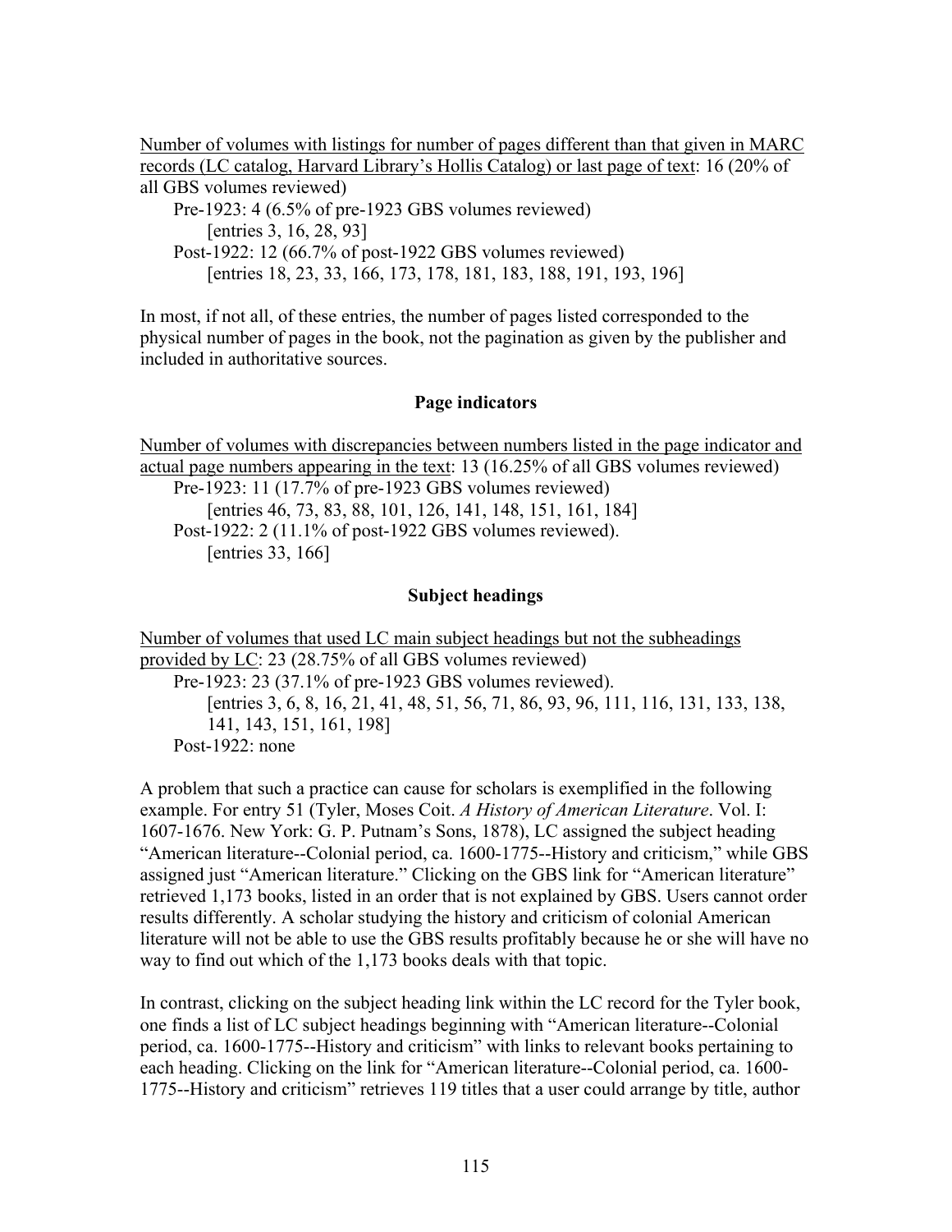<u>Number of volumes with listings for number of pages different than that given in MARC records (LC catalog, Harvard Library's Hollis Catalog) or last page of text</u>: 16 (20% of all GBS volumes reviewed)

Pre-1923: 4 (6.5% of pre-1923 GBS volumes reviewed)
[entries 3, 16, 28, 93]

Post-1922: 12 (66.7% of post-1922 GBS volumes reviewed)
[entries 18, 23, 33, 166, 173, 178, 181, 183, 188, 191, 193, 196]

In most, if not all, of these entries, the number of pages listed corresponded to the physical number of pages in the book, not the pagination as given by the publisher and included in authoritative sources.

### Page indicators

<u>Number of volumes with discrepancies between numbers listed in the page indicator and actual page numbers appearing in the text</u>: 13 (16.25% of all GBS volumes reviewed)

Pre-1923: 11 (17.7% of pre-1923 GBS volumes reviewed)
[entries 46, 73, 83, 88, 101, 126, 141, 148, 151, 161, 184]

Post-1922: 2 (11.1% of post-1922 GBS volumes reviewed).
[entries 33, 166]

### Subject headings

<u>Number of volumes that used LC main subject headings but not the subheadings provided by LC</u>: 23 (28.75% of all GBS volumes reviewed)

Pre-1923: 23 (37.1% of pre-1923 GBS volumes reviewed).
[entries 3, 6, 8, 16, 21, 41, 48, 51, 56, 71, 86, 93, 96, 111, 116, 131, 133, 138, 141, 143, 151, 161, 198]

Post-1922: none

A problem that such a practice can cause for scholars is exemplified in the following example. For entry 51 (Tyler, Moses Coit. *A History of American Literature*. Vol. I: 1607-1676. New York: G. P. Putnam's Sons, 1878), LC assigned the subject heading "American literature--Colonial period, ca. 1600-1775--History and criticism," while GBS assigned just "American literature." Clicking on the GBS link for "American literature" retrieved 1,173 books, listed in an order that is not explained by GBS. Users cannot order results differently. A scholar studying the history and criticism of colonial American literature will not be able to use the GBS results profitably because he or she will have no way to find out which of the 1,173 books deals with that topic.

In contrast, clicking on the subject heading link within the LC record for the Tyler book, one finds a list of LC subject headings beginning with "American literature--Colonial period, ca. 1600-1775--History and criticism" with links to relevant books pertaining to each heading. Clicking on the link for "American literature--Colonial period, ca. 1600-1775--History and criticism" retrieves 119 titles that a user could arrange by title, author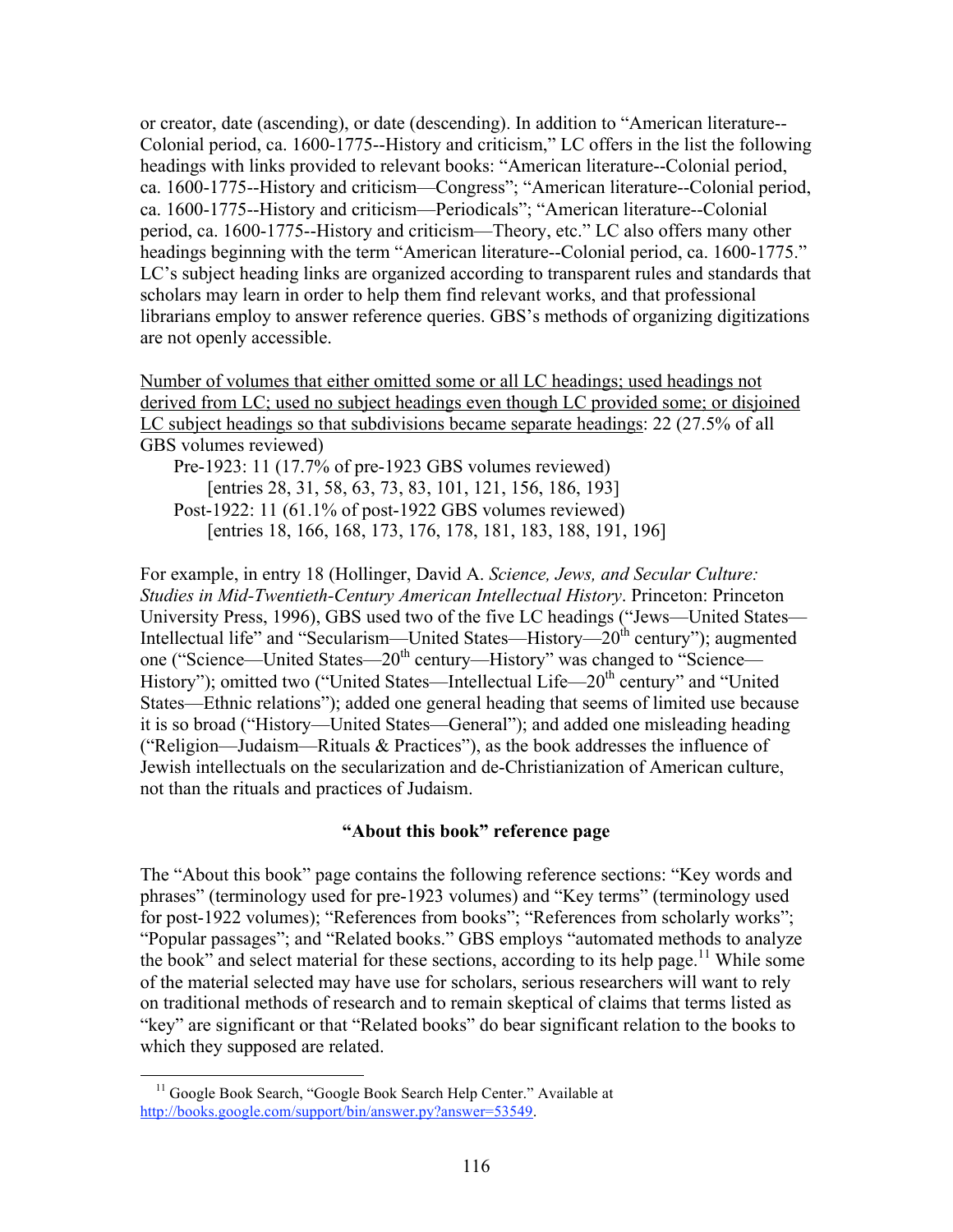or creator, date (ascending), or date (descending). In addition to "American literature--Colonial period, ca. 1600-1775--History and criticism," LC offers in the list the following headings with links provided to relevant books: "American literature--Colonial period, ca. 1600-1775--History and criticism—Congress"; "American literature--Colonial period, ca. 1600-1775--History and criticism—Periodicals"; "American literature--Colonial period, ca. 1600-1775--History and criticism—Theory, etc." LC also offers many other headings beginning with the term "American literature--Colonial period, ca. 1600-1775." LC's subject heading links are organized according to transparent rules and standards that scholars may learn in order to help them find relevant works, and that professional librarians employ to answer reference queries. GBS's methods of organizing digitizations are not openly accessible.

<u>Number of volumes that either omitted some or all LC headings; used headings not derived from LC; used no subject headings even though LC provided some; or disjoined LC subject headings so that subdivisions became separate headings</u>: 22 (27.5% of all GBS volumes reviewed)

> Pre-1923: 11 (17.7% of pre-1923 GBS volumes reviewed)
> > [entries 28, 31, 58, 63, 73, 83, 101, 121, 156, 186, 193]
>
> Post-1922: 11 (61.1% of post-1922 GBS volumes reviewed)
> > [entries 18, 166, 168, 173, 176, 178, 181, 183, 188, 191, 196]

For example, in entry 18 (Hollinger, David A. *Science, Jews, and Secular Culture: Studies in Mid-Twentieth-Century American Intellectual History*. Princeton: Princeton University Press, 1996), GBS used two of the five LC headings ("Jews—United States—Intellectual life" and "Secularism—United States—History—20th century"); augmented one ("Science—United States—20th century—History" was changed to "Science—History"); omitted two ("United States—Intellectual Life—20th century" and "United States—Ethnic relations"); added one general heading that seems of limited use because it is so broad ("History—United States—General"); and added one misleading heading ("Religion—Judaism—Rituals & Practices"), as the book addresses the influence of Jewish intellectuals on the secularization and de-Christianization of American culture, not than the rituals and practices of Judaism.

**"About this book" reference page**

The "About this book" page contains the following reference sections: "Key words and phrases" (terminology used for pre-1923 volumes) and "Key terms" (terminology used for post-1922 volumes); "References from books"; "References from scholarly works"; "Popular passages"; and "Related books." GBS employs "automated methods to analyze the book" and select material for these sections, according to its help page.[11] While some of the material selected may have use for scholars, serious researchers will want to rely on traditional methods of research and to remain skeptical of claims that terms listed as "key" are significant or that "Related books" do bear significant relation to the books to which they supposed are related.

[11] Google Book Search, "Google Book Search Help Center." Available at http://books.google.com/support/bin/answer.py?answer=53549.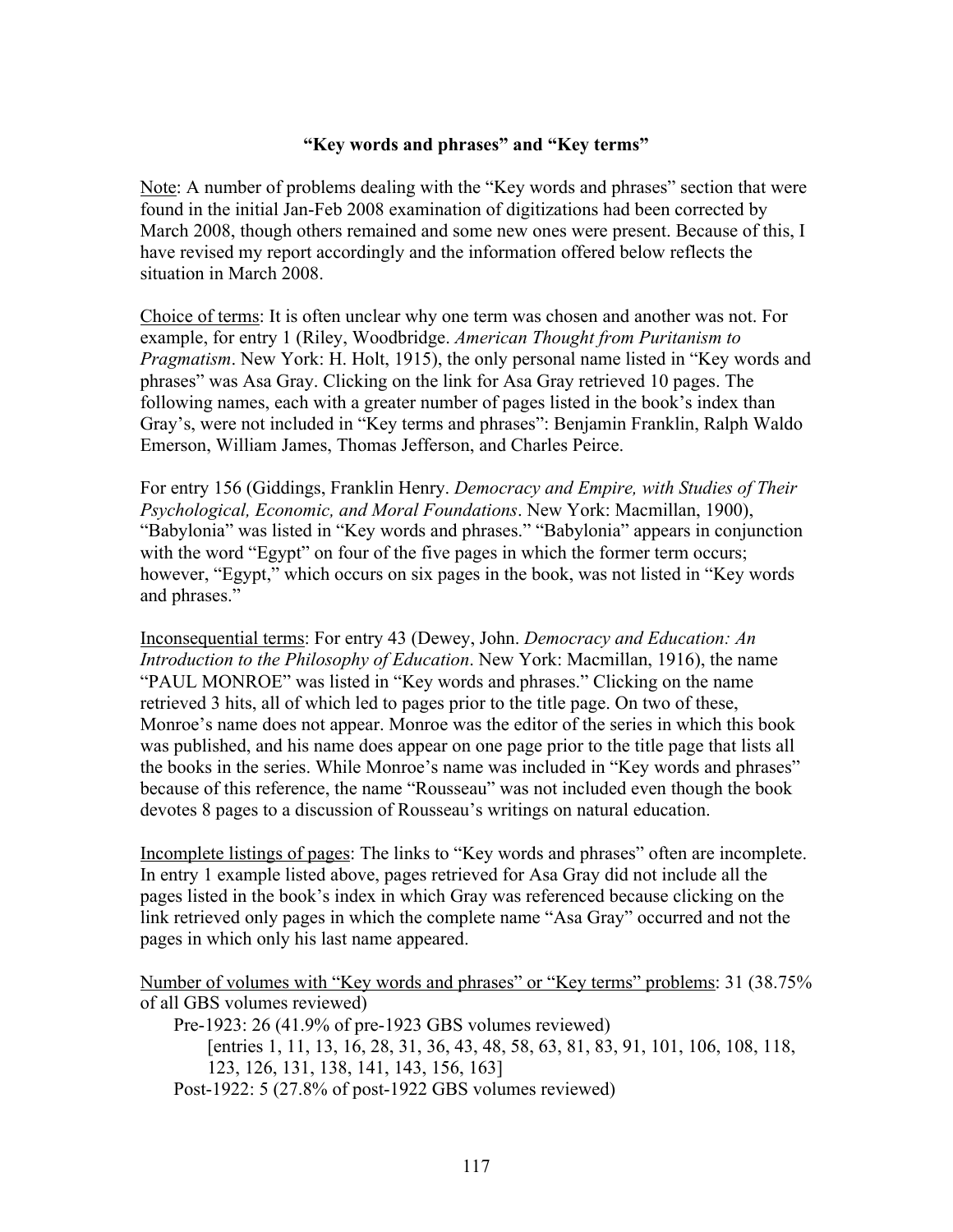**“Key words and phrases” and “Key terms”**

Note: A number of problems dealing with the “Key words and phrases” section that were found in the initial Jan-Feb 2008 examination of digitizations had been corrected by March 2008, though others remained and some new ones were present. Because of this, I have revised my report accordingly and the information offered below reflects the situation in March 2008.

Choice of terms: It is often unclear why one term was chosen and another was not. For example, for entry 1 (Riley, Woodbridge. *American Thought from Puritanism to Pragmatism*. New York: H. Holt, 1915), the only personal name listed in “Key words and phrases” was Asa Gray. Clicking on the link for Asa Gray retrieved 10 pages. The following names, each with a greater number of pages listed in the book’s index than Gray’s, were not included in “Key terms and phrases”: Benjamin Franklin, Ralph Waldo Emerson, William James, Thomas Jefferson, and Charles Peirce.

For entry 156 (Giddings, Franklin Henry. *Democracy and Empire, with Studies of Their Psychological, Economic, and Moral Foundations*. New York: Macmillan, 1900), “Babylonia” was listed in “Key words and phrases.” “Babylonia” appears in conjunction with the word “Egypt” on four of the five pages in which the former term occurs; however, “Egypt,” which occurs on six pages in the book, was not listed in “Key words and phrases.”

Inconsequential terms: For entry 43 (Dewey, John. *Democracy and Education: An Introduction to the Philosophy of Education*. New York: Macmillan, 1916), the name “PAUL MONROE” was listed in “Key words and phrases.” Clicking on the name retrieved 3 hits, all of which led to pages prior to the title page. On two of these, Monroe’s name does not appear. Monroe was the editor of the series in which this book was published, and his name does appear on one page prior to the title page that lists all the books in the series. While Monroe’s name was included in “Key words and phrases” because of this reference, the name “Rousseau” was not included even though the book devotes 8 pages to a discussion of Rousseau’s writings on natural education.

Incomplete listings of pages: The links to “Key words and phrases” often are incomplete. In entry 1 example listed above, pages retrieved for Asa Gray did not include all the pages listed in the book’s index in which Gray was referenced because clicking on the link retrieved only pages in which the complete name “Asa Gray” occurred and not the pages in which only his last name appeared.

Number of volumes with “Key words and phrases” or “Key terms” problems: 31 (38.75% of all GBS volumes reviewed)

- Pre-1923: 26 (41.9% of pre-1923 GBS volumes reviewed)
  - [entries 1, 11, 13, 16, 28, 31, 36, 43, 48, 58, 63, 81, 83, 91, 101, 106, 108, 118, 123, 126, 131, 138, 141, 143, 156, 163]
- Post-1922: 5 (27.8% of post-1922 GBS volumes reviewed)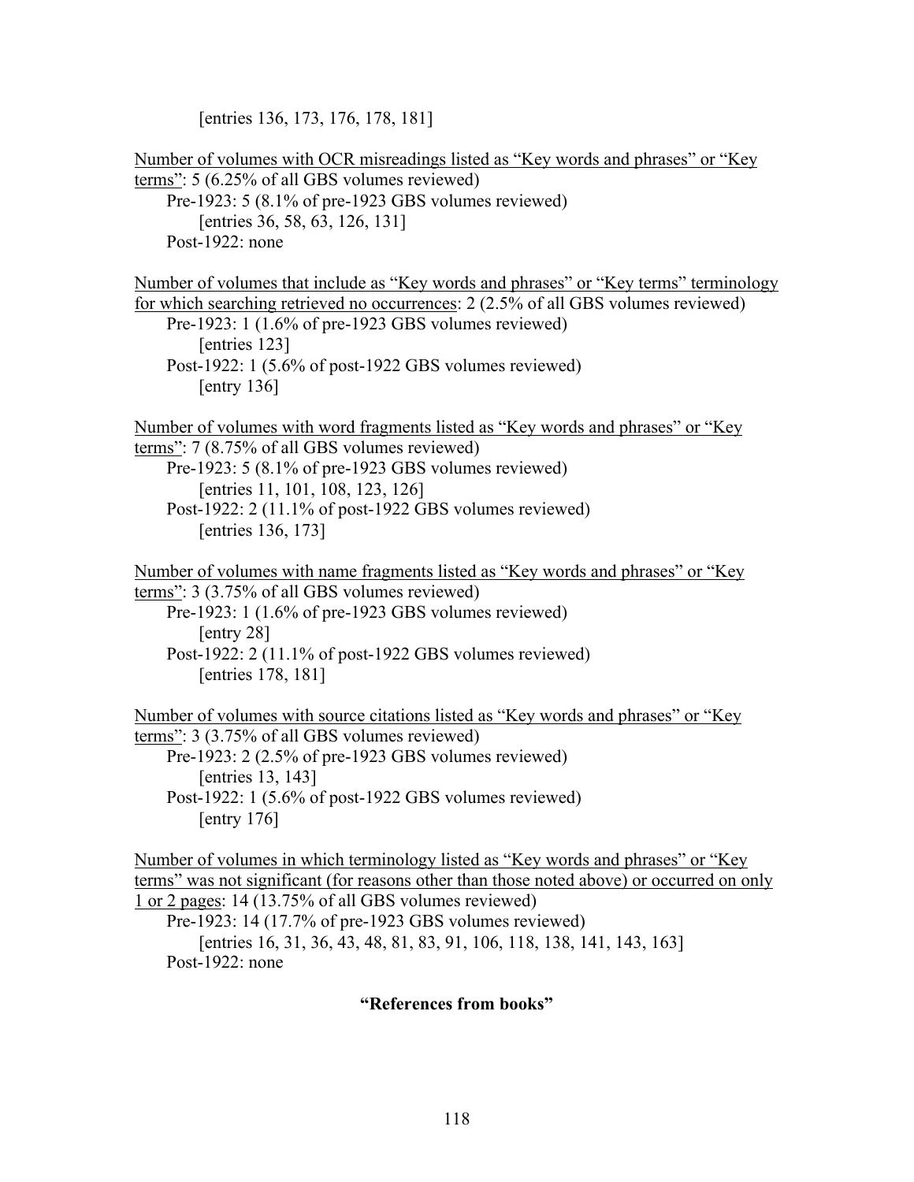[entries 136, 173, 176, 178, 181]

<u>Number of volumes with OCR misreadings listed as "Key words and phrases" or "Key terms"</u>: 5 (6.25% of all GBS volumes reviewed)

Pre-1923: 5 (8.1% of pre-1923 GBS volumes reviewed)

[entries 36, 58, 63, 126, 131]

Post-1922: none

<u>Number of volumes that include as "Key words and phrases" or "Key terms" terminology for which searching retrieved no occurrences</u>: 2 (2.5% of all GBS volumes reviewed)

Pre-1923: 1 (1.6% of pre-1923 GBS volumes reviewed)

[entries 123]

Post-1922: 1 (5.6% of post-1922 GBS volumes reviewed)

[entry 136]

<u>Number of volumes with word fragments listed as "Key words and phrases" or "Key terms"</u>: 7 (8.75% of all GBS volumes reviewed)

Pre-1923: 5 (8.1% of pre-1923 GBS volumes reviewed)

[entries 11, 101, 108, 123, 126]

Post-1922: 2 (11.1% of post-1922 GBS volumes reviewed)

[entries 136, 173]

<u>Number of volumes with name fragments listed as "Key words and phrases" or "Key terms"</u>: 3 (3.75% of all GBS volumes reviewed)

Pre-1923: 1 (1.6% of pre-1923 GBS volumes reviewed)

[entry 28]

Post-1922: 2 (11.1% of post-1922 GBS volumes reviewed)

[entries 178, 181]

<u>Number of volumes with source citations listed as "Key words and phrases" or "Key terms"</u>: 3 (3.75% of all GBS volumes reviewed)

Pre-1923: 2 (2.5% of pre-1923 GBS volumes reviewed)

[entries 13, 143]

Post-1922: 1 (5.6% of post-1922 GBS volumes reviewed)

[entry 176]

<u>Number of volumes in which terminology listed as "Key words and phrases" or "Key terms" was not significant (for reasons other than those noted above) or occurred on only 1 or 2 pages</u>: 14 (13.75% of all GBS volumes reviewed)

Pre-1923: 14 (17.7% of pre-1923 GBS volumes reviewed)

[entries 16, 31, 36, 43, 48, 81, 83, 91, 106, 118, 138, 141, 143, 163]

Post-1922: none

**"References from books"**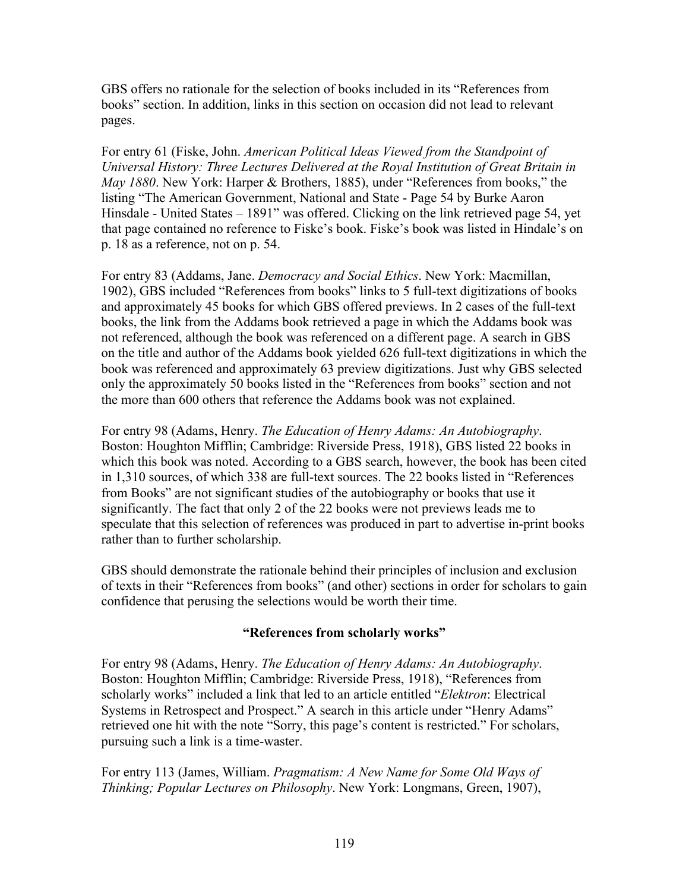GBS offers no rationale for the selection of books included in its "References from books" section. In addition, links in this section on occasion did not lead to relevant pages.

For entry 61 (Fiske, John. *American Political Ideas Viewed from the Standpoint of Universal History: Three Lectures Delivered at the Royal Institution of Great Britain in May 1880*. New York: Harper & Brothers, 1885), under "References from books," the listing "The American Government, National and State - Page 54 by Burke Aaron Hinsdale - United States – 1891" was offered. Clicking on the link retrieved page 54, yet that page contained no reference to Fiske's book. Fiske's book was listed in Hindale's on p. 18 as a reference, not on p. 54.

For entry 83 (Addams, Jane. *Democracy and Social Ethics*. New York: Macmillan, 1902), GBS included "References from books" links to 5 full-text digitizations of books and approximately 45 books for which GBS offered previews. In 2 cases of the full-text books, the link from the Addams book retrieved a page in which the Addams book was not referenced, although the book was referenced on a different page. A search in GBS on the title and author of the Addams book yielded 626 full-text digitizations in which the book was referenced and approximately 63 preview digitizations. Just why GBS selected only the approximately 50 books listed in the "References from books" section and not the more than 600 others that reference the Addams book was not explained.

For entry 98 (Adams, Henry. *The Education of Henry Adams: An Autobiography*. Boston: Houghton Mifflin; Cambridge: Riverside Press, 1918), GBS listed 22 books in which this book was noted. According to a GBS search, however, the book has been cited in 1,310 sources, of which 338 are full-text sources. The 22 books listed in "References from Books" are not significant studies of the autobiography or books that use it significantly. The fact that only 2 of the 22 books were not previews leads me to speculate that this selection of references was produced in part to advertise in-print books rather than to further scholarship.

GBS should demonstrate the rationale behind their principles of inclusion and exclusion of texts in their "References from books" (and other) sections in order for scholars to gain confidence that perusing the selections would be worth their time.

### "References from scholarly works"

For entry 98 (Adams, Henry. *The Education of Henry Adams: An Autobiography*. Boston: Houghton Mifflin; Cambridge: Riverside Press, 1918), "References from scholarly works" included a link that led to an article entitled "*Elektron*: Electrical Systems in Retrospect and Prospect." A search in this article under "Henry Adams" retrieved one hit with the note "Sorry, this page's content is restricted." For scholars, pursuing such a link is a time-waster.

For entry 113 (James, William. *Pragmatism: A New Name for Some Old Ways of Thinking; Popular Lectures on Philosophy*. New York: Longmans, Green, 1907),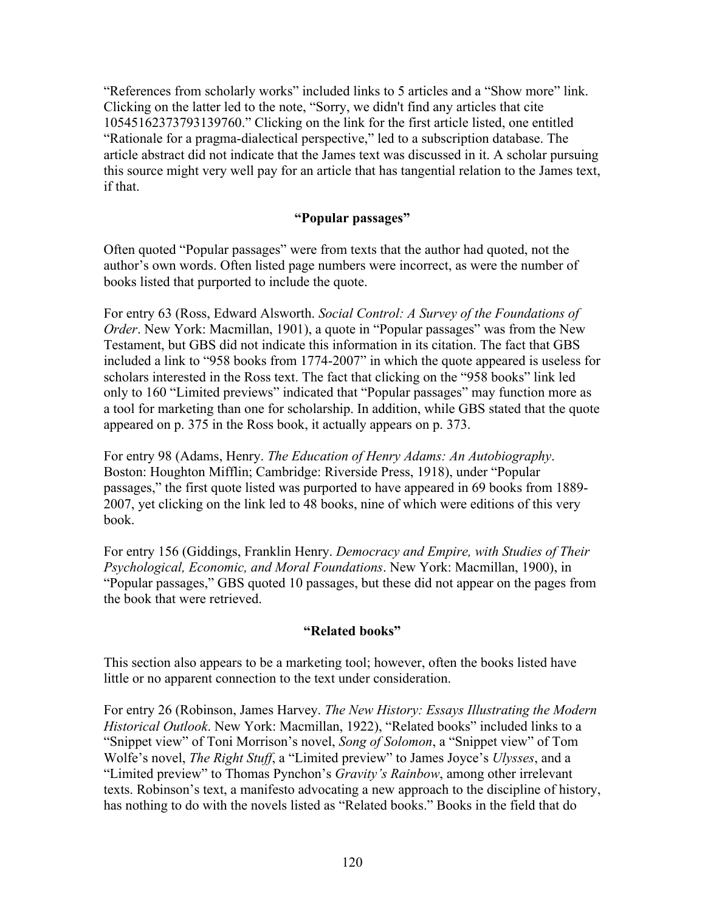"References from scholarly works" included links to 5 articles and a "Show more" link. Clicking on the latter led to the note, "Sorry, we didn't find any articles that cite 10545162373793139760." Clicking on the link for the first article listed, one entitled "Rationale for a pragma-dialectical perspective," led to a subscription database. The article abstract did not indicate that the James text was discussed in it. A scholar pursuing this source might very well pay for an article that has tangential relation to the James text, if that.

### "Popular passages"

Often quoted "Popular passages" were from texts that the author had quoted, not the author's own words. Often listed page numbers were incorrect, as were the number of books listed that purported to include the quote.

For entry 63 (Ross, Edward Alsworth. *Social Control: A Survey of the Foundations of Order*. New York: Macmillan, 1901), a quote in "Popular passages" was from the New Testament, but GBS did not indicate this information in its citation. The fact that GBS included a link to "958 books from 1774-2007" in which the quote appeared is useless for scholars interested in the Ross text. The fact that clicking on the "958 books" link led only to 160 "Limited previews" indicated that "Popular passages" may function more as a tool for marketing than one for scholarship. In addition, while GBS stated that the quote appeared on p. 375 in the Ross book, it actually appears on p. 373.

For entry 98 (Adams, Henry. *The Education of Henry Adams: An Autobiography*. Boston: Houghton Mifflin; Cambridge: Riverside Press, 1918), under "Popular passages," the first quote listed was purported to have appeared in 69 books from 1889-2007, yet clicking on the link led to 48 books, nine of which were editions of this very book.

For entry 156 (Giddings, Franklin Henry. *Democracy and Empire, with Studies of Their Psychological, Economic, and Moral Foundations*. New York: Macmillan, 1900), in "Popular passages," GBS quoted 10 passages, but these did not appear on the pages from the book that were retrieved.

### "Related books"

This section also appears to be a marketing tool; however, often the books listed have little or no apparent connection to the text under consideration.

For entry 26 (Robinson, James Harvey. *The New History: Essays Illustrating the Modern Historical Outlook*. New York: Macmillan, 1922), "Related books" included links to a "Snippet view" of Toni Morrison's novel, *Song of Solomon*, a "Snippet view" of Tom Wolfe's novel, *The Right Stuff*, a "Limited preview" to James Joyce's *Ulysses*, and a "Limited preview" to Thomas Pynchon's *Gravity's Rainbow*, among other irrelevant texts. Robinson's text, a manifesto advocating a new approach to the discipline of history, has nothing to do with the novels listed as "Related books." Books in the field that do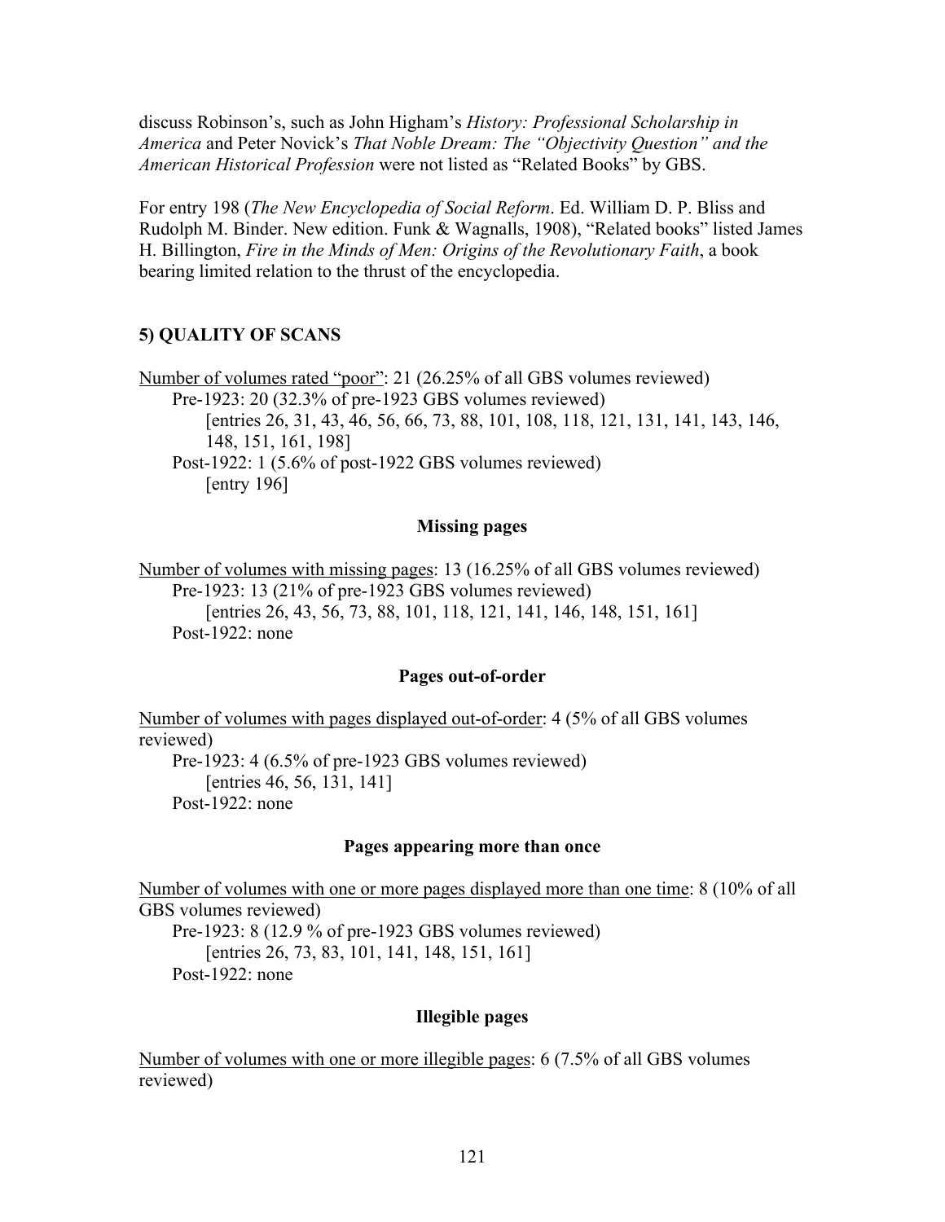discuss Robinson's, such as John Higham's *History: Professional Scholarship in America* and Peter Novick's *That Noble Dream: The "Objectivity Question" and the American Historical Profession* were not listed as "Related Books" by GBS.

For entry 198 (*The New Encyclopedia of Social Reform*. Ed. William D. P. Bliss and Rudolph M. Binder. New edition. Funk & Wagnalls, 1908), "Related books" listed James H. Billington, *Fire in the Minds of Men: Origins of the Revolutionary Faith*, a book bearing limited relation to the thrust of the encyclopedia.

## 5) QUALITY OF SCANS

<u>Number of volumes rated "poor"</u>: 21 (26.25% of all GBS volumes reviewed)
  Pre-1923: 20 (32.3% of pre-1923 GBS volumes reviewed)
    [entries 26, 31, 43, 46, 56, 66, 73, 88, 101, 108, 118, 121, 131, 141, 143, 146, 148, 151, 161, 198]
  Post-1922: 1 (5.6% of post-1922 GBS volumes reviewed)
    [entry 196]

### Missing pages

<u>Number of volumes with missing pages</u>: 13 (16.25% of all GBS volumes reviewed)
  Pre-1923: 13 (21% of pre-1923 GBS volumes reviewed)
    [entries 26, 43, 56, 73, 88, 101, 118, 121, 141, 146, 148, 151, 161]
  Post-1922: none

### Pages out-of-order

<u>Number of volumes with pages displayed out-of-order</u>: 4 (5% of all GBS volumes reviewed)
  Pre-1923: 4 (6.5% of pre-1923 GBS volumes reviewed)
    [entries 46, 56, 131, 141]
  Post-1922: none

### Pages appearing more than once

<u>Number of volumes with one or more pages displayed more than one time</u>: 8 (10% of all GBS volumes reviewed)
  Pre-1923: 8 (12.9 % of pre-1923 GBS volumes reviewed)
    [entries 26, 73, 83, 101, 141, 148, 151, 161]
  Post-1922: none

### Illegible pages

<u>Number of volumes with one or more illegible pages</u>: 6 (7.5% of all GBS volumes reviewed)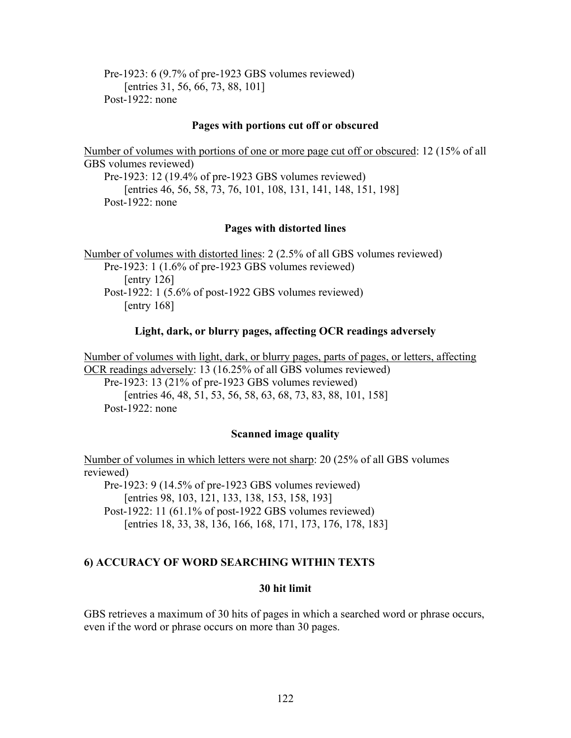Pre-1923: 6 (9.7% of pre-1923 GBS volumes reviewed)
[entries 31, 56, 66, 73, 88, 101]
Post-1922: none

**Pages with portions cut off or obscured**

<u>Number of volumes with portions of one or more page cut off or obscured</u>: 12 (15% of all GBS volumes reviewed)
Pre-1923: 12 (19.4% of pre-1923 GBS volumes reviewed)
[entries 46, 56, 58, 73, 76, 101, 108, 131, 141, 148, 151, 198]
Post-1922: none

**Pages with distorted lines**

<u>Number of volumes with distorted lines</u>: 2 (2.5% of all GBS volumes reviewed)
Pre-1923: 1 (1.6% of pre-1923 GBS volumes reviewed)
[entry 126]
Post-1922: 1 (5.6% of post-1922 GBS volumes reviewed)
[entry 168]

**Light, dark, or blurry pages, affecting OCR readings adversely**

<u>Number of volumes with light, dark, or blurry pages, parts of pages, or letters, affecting OCR readings adversely</u>: 13 (16.25% of all GBS volumes reviewed)
Pre-1923: 13 (21% of pre-1923 GBS volumes reviewed)
[entries 46, 48, 51, 53, 56, 58, 63, 68, 73, 83, 88, 101, 158]
Post-1922: none

**Scanned image quality**

<u>Number of volumes in which letters were not sharp</u>: 20 (25% of all GBS volumes reviewed)
Pre-1923: 9 (14.5% of pre-1923 GBS volumes reviewed)
[entries 98, 103, 121, 133, 138, 153, 158, 193]
Post-1922: 11 (61.1% of post-1922 GBS volumes reviewed)
[entries 18, 33, 38, 136, 166, 168, 171, 173, 176, 178, 183]

## 6) ACCURACY OF WORD SEARCHING WITHIN TEXTS

**30 hit limit**

GBS retrieves a maximum of 30 hits of pages in which a searched word or phrase occurs, even if the word or phrase occurs on more than 30 pages.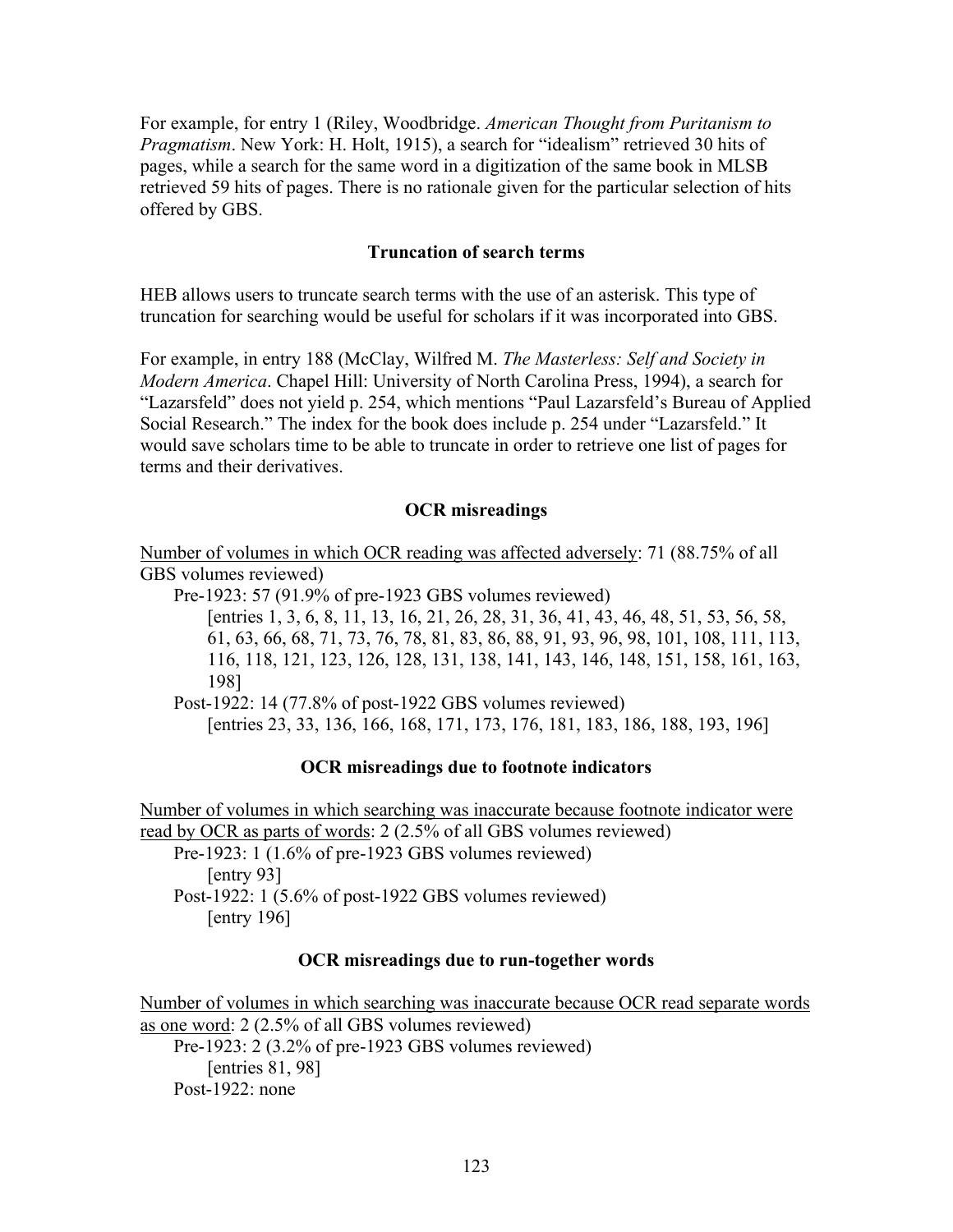For example, for entry 1 (Riley, Woodbridge. *American Thought from Puritanism to Pragmatism*. New York: H. Holt, 1915), a search for "idealism" retrieved 30 hits of pages, while a search for the same word in a digitization of the same book in MLSB retrieved 59 hits of pages. There is no rationale given for the particular selection of hits offered by GBS.

### Truncation of search terms

HEB allows users to truncate search terms with the use of an asterisk. This type of truncation for searching would be useful for scholars if it was incorporated into GBS.

For example, in entry 188 (McClay, Wilfred M. *The Masterless: Self and Society in Modern America*. Chapel Hill: University of North Carolina Press, 1994), a search for "Lazarsfeld" does not yield p. 254, which mentions "Paul Lazarsfeld's Bureau of Applied Social Research." The index for the book does include p. 254 under "Lazarsfeld." It would save scholars time to be able to truncate in order to retrieve one list of pages for terms and their derivatives.

### OCR misreadings

<u>Number of volumes in which OCR reading was affected adversely</u>: 71 (88.75% of all GBS volumes reviewed)

- Pre-1923: 57 (91.9% of pre-1923 GBS volumes reviewed)
  - [entries 1, 3, 6, 8, 11, 13, 16, 21, 26, 28, 31, 36, 41, 43, 46, 48, 51, 53, 56, 58, 61, 63, 66, 68, 71, 73, 76, 78, 81, 83, 86, 88, 91, 93, 96, 98, 101, 108, 111, 113, 116, 118, 121, 123, 126, 128, 131, 138, 141, 143, 146, 148, 151, 158, 161, 163, 198]
- Post-1922: 14 (77.8% of post-1922 GBS volumes reviewed)
  - [entries 23, 33, 136, 166, 168, 171, 173, 176, 181, 183, 186, 188, 193, 196]

### OCR misreadings due to footnote indicators

<u>Number of volumes in which searching was inaccurate because footnote indicator were read by OCR as parts of words</u>: 2 (2.5% of all GBS volumes reviewed)

- Pre-1923: 1 (1.6% of pre-1923 GBS volumes reviewed)
  - [entry 93]
- Post-1922: 1 (5.6% of post-1922 GBS volumes reviewed)
  - [entry 196]

### OCR misreadings due to run-together words

<u>Number of volumes in which searching was inaccurate because OCR read separate words as one word</u>: 2 (2.5% of all GBS volumes reviewed)

- Pre-1923: 2 (3.2% of pre-1923 GBS volumes reviewed)
  - [entries 81, 98]
- Post-1922: none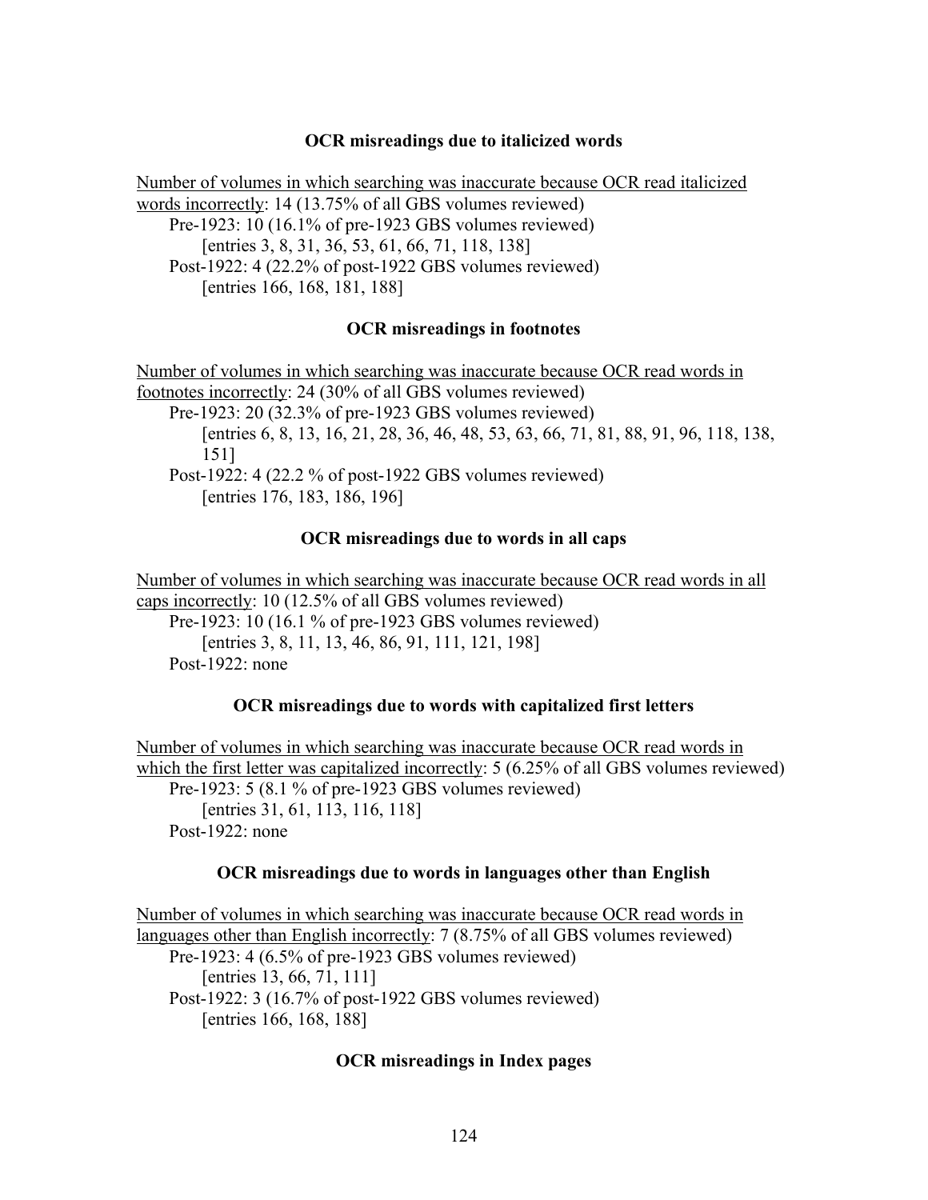**OCR misreadings due to italicized words**

<u>Number of volumes in which searching was inaccurate because OCR read italicized words incorrectly</u>: 14 (13.75% of all GBS volumes reviewed)

- Pre-1923: 10 (16.1% of pre-1923 GBS volumes reviewed)
  - [entries 3, 8, 31, 36, 53, 61, 66, 71, 118, 138]
- Post-1922: 4 (22.2% of post-1922 GBS volumes reviewed)
  - [entries 166, 168, 181, 188]

**OCR misreadings in footnotes**

<u>Number of volumes in which searching was inaccurate because OCR read words in footnotes incorrectly</u>: 24 (30% of all GBS volumes reviewed)

- Pre-1923: 20 (32.3% of pre-1923 GBS volumes reviewed)
  - [entries 6, 8, 13, 16, 21, 28, 36, 46, 48, 53, 63, 66, 71, 81, 88, 91, 96, 118, 138, 151]
- Post-1922: 4 (22.2 % of post-1922 GBS volumes reviewed)
  - [entries 176, 183, 186, 196]

**OCR misreadings due to words in all caps**

<u>Number of volumes in which searching was inaccurate because OCR read words in all caps incorrectly</u>: 10 (12.5% of all GBS volumes reviewed)

- Pre-1923: 10 (16.1 % of pre-1923 GBS volumes reviewed)
  - [entries 3, 8, 11, 13, 46, 86, 91, 111, 121, 198]
- Post-1922: none

**OCR misreadings due to words with capitalized first letters**

<u>Number of volumes in which searching was inaccurate because OCR read words in which the first letter was capitalized incorrectly</u>: 5 (6.25% of all GBS volumes reviewed)

- Pre-1923: 5 (8.1 % of pre-1923 GBS volumes reviewed)
  - [entries 31, 61, 113, 116, 118]
- Post-1922: none

**OCR misreadings due to words in languages other than English**

<u>Number of volumes in which searching was inaccurate because OCR read words in languages other than English incorrectly</u>: 7 (8.75% of all GBS volumes reviewed)

- Pre-1923: 4 (6.5% of pre-1923 GBS volumes reviewed)
  - [entries 13, 66, 71, 111]
- Post-1922: 3 (16.7% of post-1922 GBS volumes reviewed)
  - [entries 166, 168, 188]

**OCR misreadings in Index pages**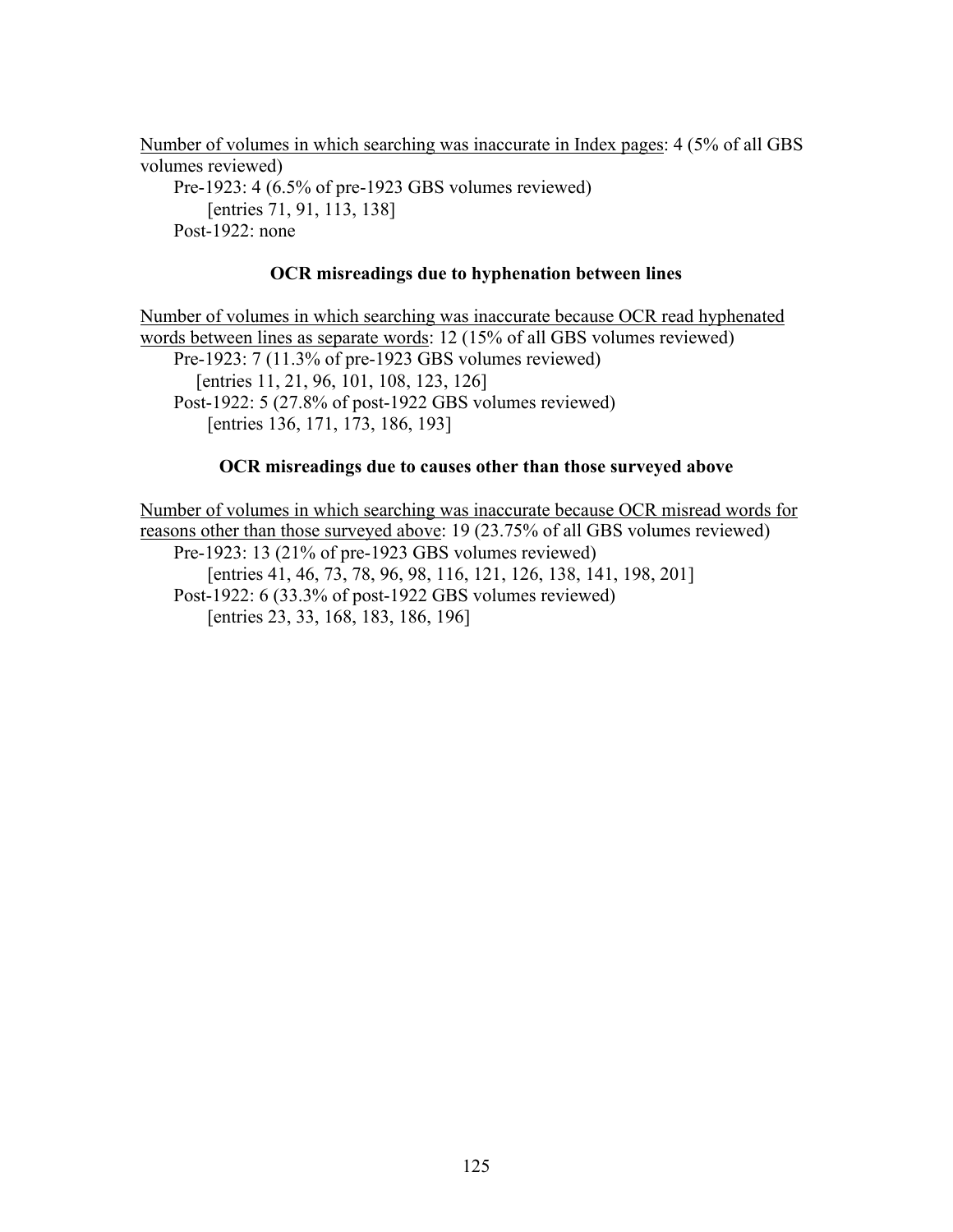<u>Number of volumes in which searching was inaccurate in Index pages</u>: 4 (5% of all GBS volumes reviewed)

Pre-1923: 4 (6.5% of pre-1923 GBS volumes reviewed)
[entries 71, 91, 113, 138]

Post-1922: none

### OCR misreadings due to hyphenation between lines

<u>Number of volumes in which searching was inaccurate because OCR read hyphenated words between lines as separate words</u>: 12 (15% of all GBS volumes reviewed)

Pre-1923: 7 (11.3% of pre-1923 GBS volumes reviewed)
[entries 11, 21, 96, 101, 108, 123, 126]

Post-1922: 5 (27.8% of post-1922 GBS volumes reviewed)
[entries 136, 171, 173, 186, 193]

### OCR misreadings due to causes other than those surveyed above

<u>Number of volumes in which searching was inaccurate because OCR misread words for reasons other than those surveyed above</u>: 19 (23.75% of all GBS volumes reviewed)

Pre-1923: 13 (21% of pre-1923 GBS volumes reviewed)
[entries 41, 46, 73, 78, 96, 98, 116, 121, 126, 138, 141, 198, 201]

Post-1922: 6 (33.3% of post-1922 GBS volumes reviewed)
[entries 23, 33, 168, 183, 186, 196]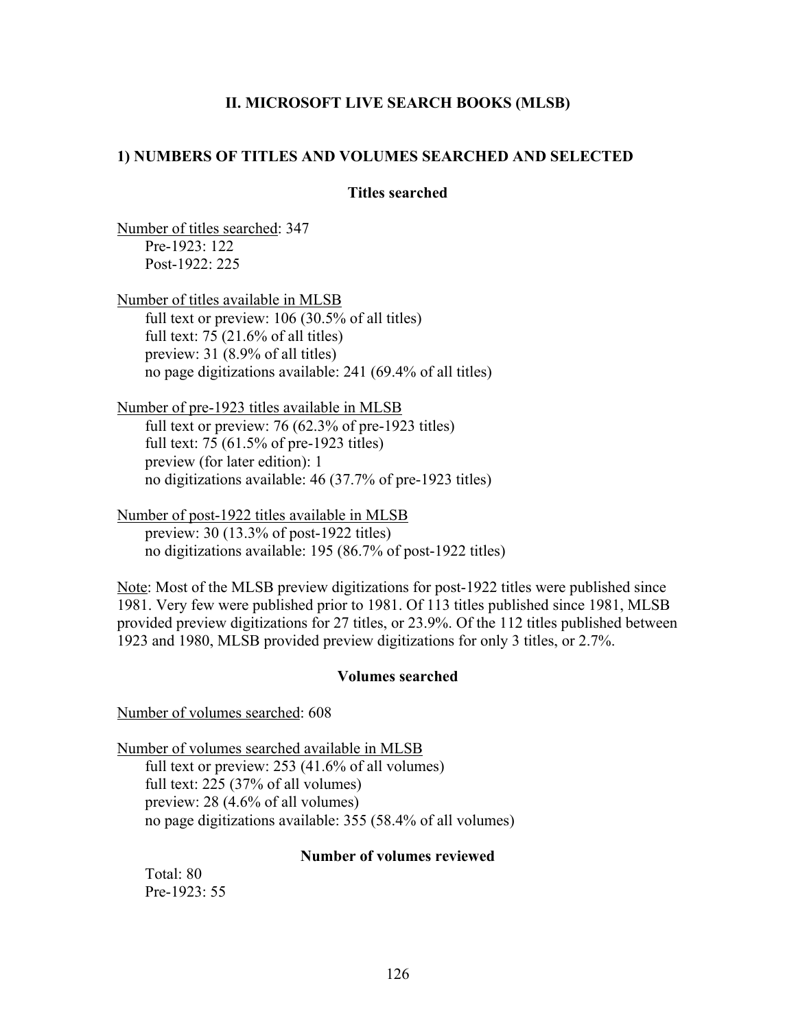## II. MICROSOFT LIVE SEARCH BOOKS (MLSB)

### 1) NUMBERS OF TITLES AND VOLUMES SEARCHED AND SELECTED

#### Titles searched

Number of titles searched: 347
- Pre-1923: 122
- Post-1922: 225

Number of titles available in MLSB
- full text or preview: 106 (30.5% of all titles)
- full text: 75 (21.6% of all titles)
- preview: 31 (8.9% of all titles)
- no page digitizations available: 241 (69.4% of all titles)

Number of pre-1923 titles available in MLSB
- full text or preview: 76 (62.3% of pre-1923 titles)
- full text: 75 (61.5% of pre-1923 titles)
- preview (for later edition): 1
- no digitizations available: 46 (37.7% of pre-1923 titles)

Number of post-1922 titles available in MLSB
- preview: 30 (13.3% of post-1922 titles)
- no digitizations available: 195 (86.7% of post-1922 titles)

Note: Most of the MLSB preview digitizations for post-1922 titles were published since 1981. Very few were published prior to 1981. Of 113 titles published since 1981, MLSB provided preview digitizations for 27 titles, or 23.9%. Of the 112 titles published between 1923 and 1980, MLSB provided preview digitizations for only 3 titles, or 2.7%.

#### Volumes searched

Number of volumes searched: 608

Number of volumes searched available in MLSB
- full text or preview: 253 (41.6% of all volumes)
- full text: 225 (37% of all volumes)
- preview: 28 (4.6% of all volumes)
- no page digitizations available: 355 (58.4% of all volumes)

#### Number of volumes reviewed

- Total: 80
- Pre-1923: 55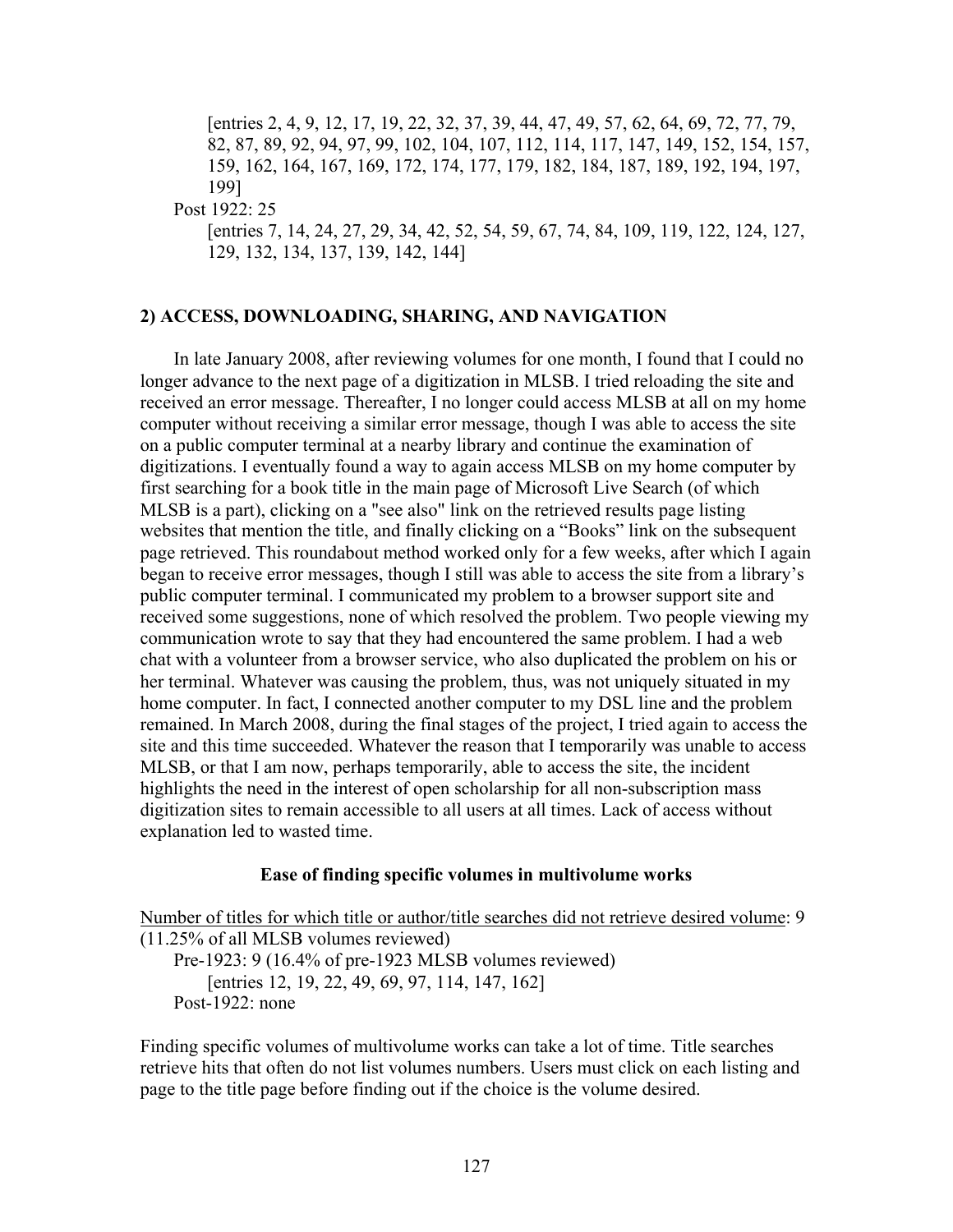[entries 2, 4, 9, 12, 17, 19, 22, 32, 37, 39, 44, 47, 49, 57, 62, 64, 69, 72, 77, 79, 82, 87, 89, 92, 94, 97, 99, 102, 104, 107, 112, 114, 117, 147, 149, 152, 154, 157, 159, 162, 164, 167, 169, 172, 174, 177, 179, 182, 184, 187, 189, 192, 194, 197, 199]

Post 1922: 25

[entries 7, 14, 24, 27, 29, 34, 42, 52, 54, 59, 67, 74, 84, 109, 119, 122, 124, 127, 129, 132, 134, 137, 139, 142, 144]

## 2) ACCESS, DOWNLOADING, SHARING, AND NAVIGATION

In late January 2008, after reviewing volumes for one month, I found that I could no longer advance to the next page of a digitization in MLSB. I tried reloading the site and received an error message. Thereafter, I no longer could access MLSB at all on my home computer without receiving a similar error message, though I was able to access the site on a public computer terminal at a nearby library and continue the examination of digitizations. I eventually found a way to again access MLSB on my home computer by first searching for a book title in the main page of Microsoft Live Search (of which MLSB is a part), clicking on a "see also" link on the retrieved results page listing websites that mention the title, and finally clicking on a "Books" link on the subsequent page retrieved. This roundabout method worked only for a few weeks, after which I again began to receive error messages, though I still was able to access the site from a library's public computer terminal. I communicated my problem to a browser support site and received some suggestions, none of which resolved the problem. Two people viewing my communication wrote to say that they had encountered the same problem. I had a web chat with a volunteer from a browser service, who also duplicated the problem on his or her terminal. Whatever was causing the problem, thus, was not uniquely situated in my home computer. In fact, I connected another computer to my DSL line and the problem remained. In March 2008, during the final stages of the project, I tried again to access the site and this time succeeded. Whatever the reason that I temporarily was unable to access MLSB, or that I am now, perhaps temporarily, able to access the site, the incident highlights the need in the interest of open scholarship for all non-subscription mass digitization sites to remain accessible to all users at all times. Lack of access without explanation led to wasted time.

### Ease of finding specific volumes in multivolume works

<u>Number of titles for which title or author/title searches did not retrieve desired volume</u>: 9 (11.25% of all MLSB volumes reviewed)

Pre-1923: 9 (16.4% of pre-1923 MLSB volumes reviewed)

[entries 12, 19, 22, 49, 69, 97, 114, 147, 162]

Post-1922: none

Finding specific volumes of multivolume works can take a lot of time. Title searches retrieve hits that often do not list volumes numbers. Users must click on each listing and page to the title page before finding out if the choice is the volume desired.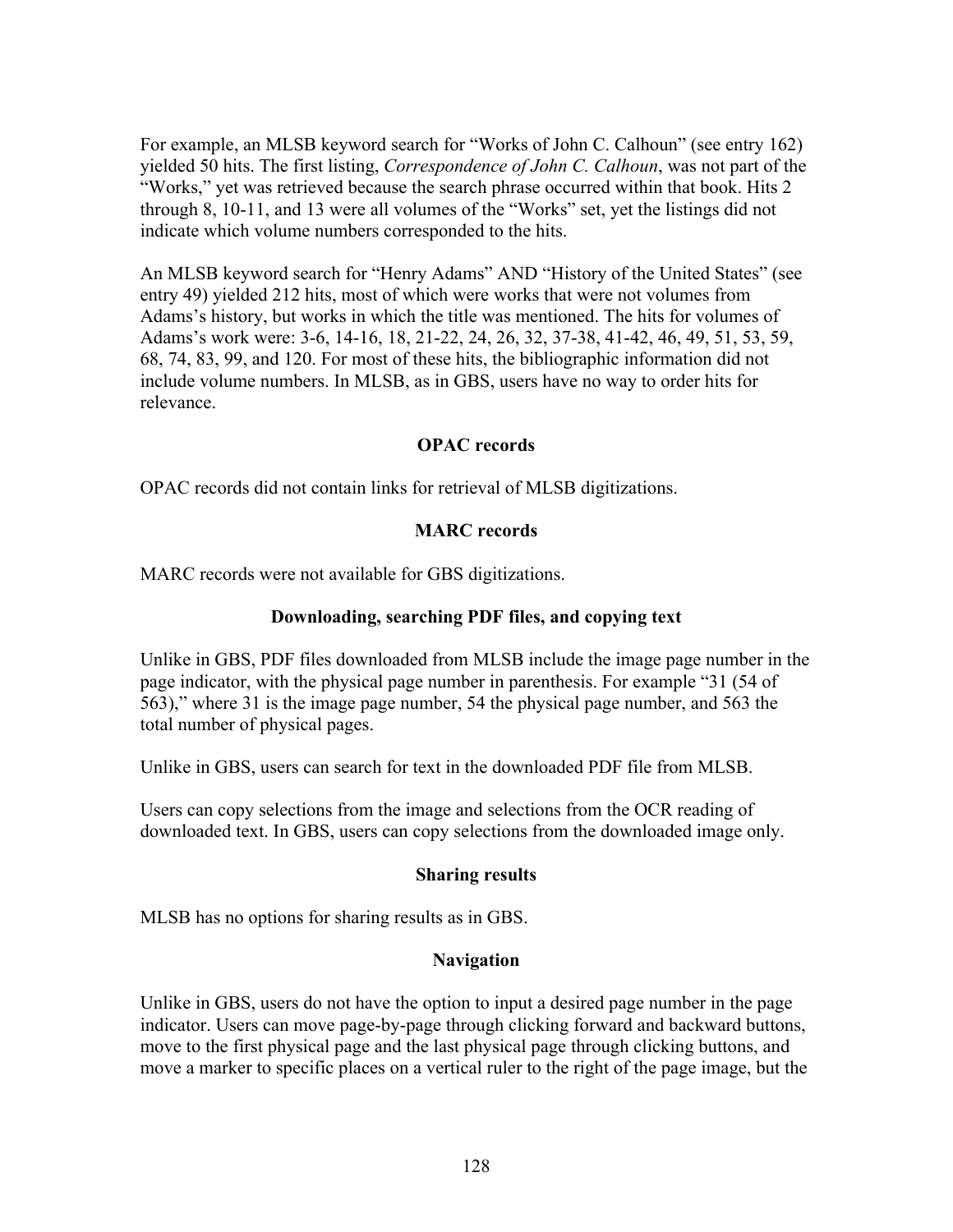For example, an MLSB keyword search for "Works of John C. Calhoun" (see entry 162) yielded 50 hits. The first listing, *Correspondence of John C. Calhoun*, was not part of the "Works," yet was retrieved because the search phrase occurred within that book. Hits 2 through 8, 10-11, and 13 were all volumes of the "Works" set, yet the listings did not indicate which volume numbers corresponded to the hits.

An MLSB keyword search for "Henry Adams" AND "History of the United States" (see entry 49) yielded 212 hits, most of which were works that were not volumes from Adams's history, but works in which the title was mentioned. The hits for volumes of Adams's work were: 3-6, 14-16, 18, 21-22, 24, 26, 32, 37-38, 41-42, 46, 49, 51, 53, 59, 68, 74, 83, 99, and 120. For most of these hits, the bibliographic information did not include volume numbers. In MLSB, as in GBS, users have no way to order hits for relevance.

**OPAC records**

OPAC records did not contain links for retrieval of MLSB digitizations.

**MARC records**

MARC records were not available for GBS digitizations.

**Downloading, searching PDF files, and copying text**

Unlike in GBS, PDF files downloaded from MLSB include the image page number in the page indicator, with the physical page number in parenthesis. For example "31 (54 of 563)," where 31 is the image page number, 54 the physical page number, and 563 the total number of physical pages.

Unlike in GBS, users can search for text in the downloaded PDF file from MLSB.

Users can copy selections from the image and selections from the OCR reading of downloaded text. In GBS, users can copy selections from the downloaded image only.

**Sharing results**

MLSB has no options for sharing results as in GBS.

**Navigation**

Unlike in GBS, users do not have the option to input a desired page number in the page indicator. Users can move page-by-page through clicking forward and backward buttons, move to the first physical page and the last physical page through clicking buttons, and move a marker to specific places on a vertical ruler to the right of the page image, but the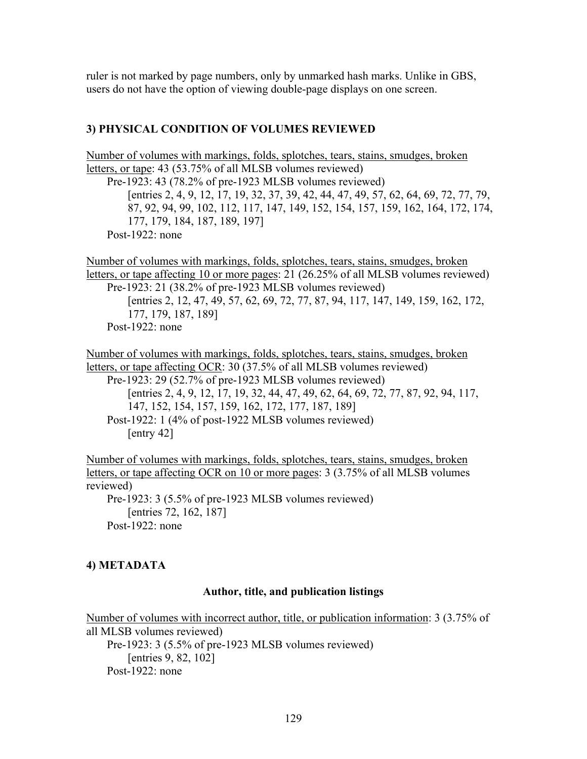ruler is not marked by page numbers, only by unmarked hash marks. Unlike in GBS, users do not have the option of viewing double-page displays on one screen.

### 3) PHYSICAL CONDITION OF VOLUMES REVIEWED

<u>Number of volumes with markings, folds, splotches, tears, stains, smudges, broken letters, or tape</u>: 43 (53.75% of all MLSB volumes reviewed)

- Pre-1923: 43 (78.2% of pre-1923 MLSB volumes reviewed)
  - [entries 2, 4, 9, 12, 17, 19, 32, 37, 39, 42, 44, 47, 49, 57, 62, 64, 69, 72, 77, 79, 87, 92, 94, 99, 102, 112, 117, 147, 149, 152, 154, 157, 159, 162, 164, 172, 174, 177, 179, 184, 187, 189, 197]
- Post-1922: none

<u>Number of volumes with markings, folds, splotches, tears, stains, smudges, broken letters, or tape affecting 10 or more pages</u>: 21 (26.25% of all MLSB volumes reviewed)

- Pre-1923: 21 (38.2% of pre-1923 MLSB volumes reviewed)
  - [entries 2, 12, 47, 49, 57, 62, 69, 72, 77, 87, 94, 117, 147, 149, 159, 162, 172, 177, 179, 187, 189]
- Post-1922: none

<u>Number of volumes with markings, folds, splotches, tears, stains, smudges, broken letters, or tape affecting OCR</u>: 30 (37.5% of all MLSB volumes reviewed)

- Pre-1923: 29 (52.7% of pre-1923 MLSB volumes reviewed)
  - [entries 2, 4, 9, 12, 17, 19, 32, 44, 47, 49, 62, 64, 69, 72, 77, 87, 92, 94, 117, 147, 152, 154, 157, 159, 162, 172, 177, 187, 189]
- Post-1922: 1 (4% of post-1922 MLSB volumes reviewed)
  - [entry 42]

<u>Number of volumes with markings, folds, splotches, tears, stains, smudges, broken letters, or tape affecting OCR on 10 or more pages</u>: 3 (3.75% of all MLSB volumes reviewed)

- Pre-1923: 3 (5.5% of pre-1923 MLSB volumes reviewed)
  - [entries 72, 162, 187]
- Post-1922: none

### 4) METADATA

#### Author, title, and publication listings

<u>Number of volumes with incorrect author, title, or publication information</u>: 3 (3.75% of all MLSB volumes reviewed)

- Pre-1923: 3 (5.5% of pre-1923 MLSB volumes reviewed)
  - [entries 9, 82, 102]
- Post-1922: none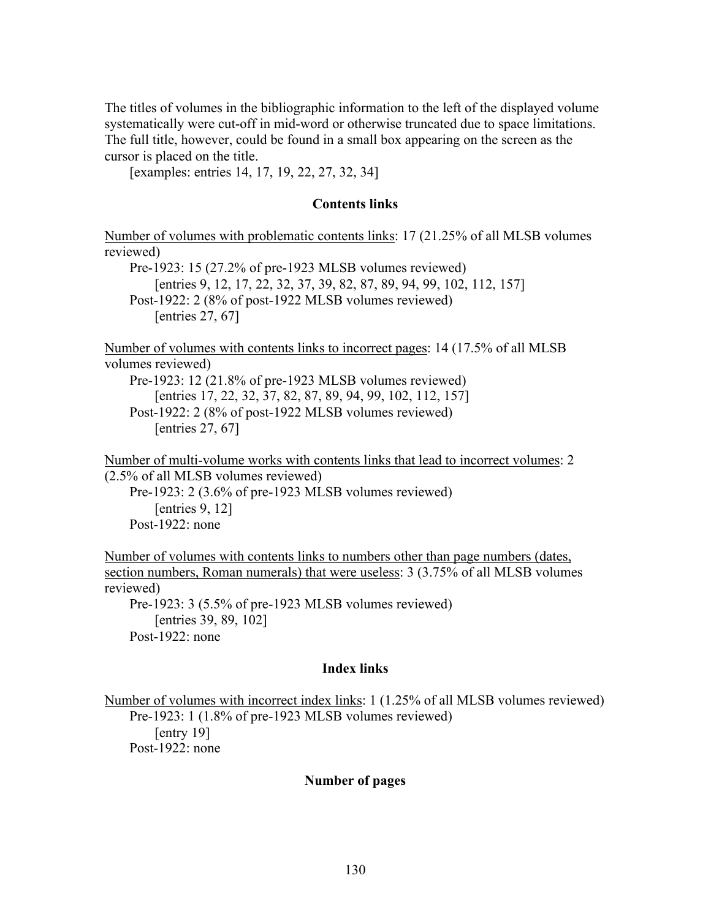The titles of volumes in the bibliographic information to the left of the displayed volume systematically were cut-off in mid-word or otherwise truncated due to space limitations. The full title, however, could be found in a small box appearing on the screen as the cursor is placed on the title.

[examples: entries 14, 17, 19, 22, 27, 32, 34]

## Contents links

<u>Number of volumes with problematic contents links</u>: 17 (21.25% of all MLSB volumes reviewed)

Pre-1923: 15 (27.2% of pre-1923 MLSB volumes reviewed)

[entries 9, 12, 17, 22, 32, 37, 39, 82, 87, 89, 94, 99, 102, 112, 157]

Post-1922: 2 (8% of post-1922 MLSB volumes reviewed)

[entries 27, 67]

<u>Number of volumes with contents links to incorrect pages</u>: 14 (17.5% of all MLSB volumes reviewed)

Pre-1923: 12 (21.8% of pre-1923 MLSB volumes reviewed)

[entries 17, 22, 32, 37, 82, 87, 89, 94, 99, 102, 112, 157]

Post-1922: 2 (8% of post-1922 MLSB volumes reviewed)

[entries 27, 67]

<u>Number of multi-volume works with contents links that lead to incorrect volumes</u>: 2 (2.5% of all MLSB volumes reviewed)

Pre-1923: 2 (3.6% of pre-1923 MLSB volumes reviewed)

[entries 9, 12]

Post-1922: none

<u>Number of volumes with contents links to numbers other than page numbers (dates, section numbers, Roman numerals) that were useless</u>: 3 (3.75% of all MLSB volumes reviewed)

Pre-1923: 3 (5.5% of pre-1923 MLSB volumes reviewed)

[entries 39, 89, 102]

Post-1922: none

## Index links

<u>Number of volumes with incorrect index links</u>: 1 (1.25% of all MLSB volumes reviewed)

Pre-1923: 1 (1.8% of pre-1923 MLSB volumes reviewed)

[entry 19]

Post-1922: none

## Number of pages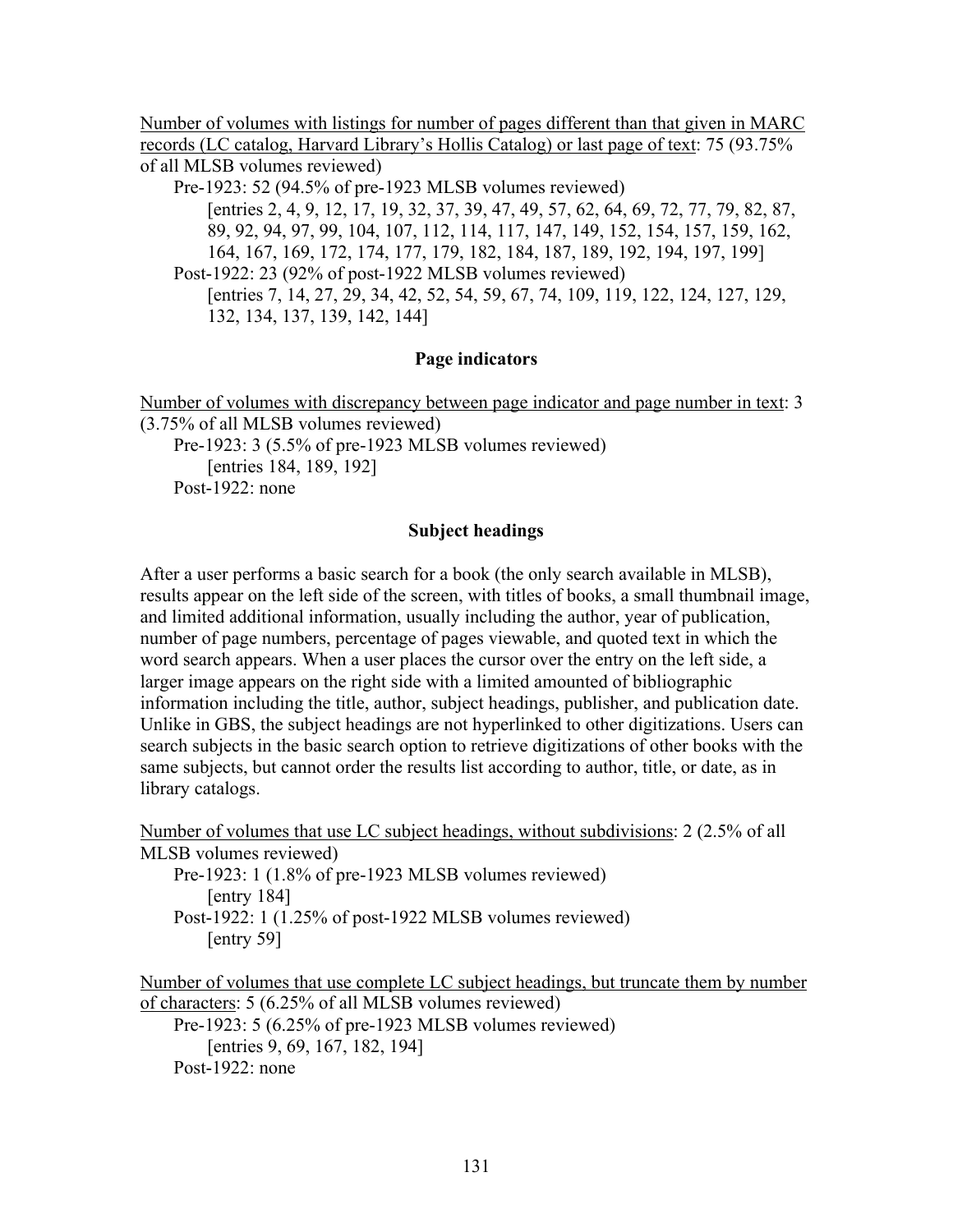Number of volumes with listings for number of pages different than that given in MARC records (LC catalog, Harvard Library's Hollis Catalog) or last page of text: 75 (93.75% of all MLSB volumes reviewed)

Pre-1923: 52 (94.5% of pre-1923 MLSB volumes reviewed)
[entries 2, 4, 9, 12, 17, 19, 32, 37, 39, 47, 49, 57, 62, 64, 69, 72, 77, 79, 82, 87, 89, 92, 94, 97, 99, 104, 107, 112, 114, 117, 147, 149, 152, 154, 157, 159, 162, 164, 167, 169, 172, 174, 177, 179, 182, 184, 187, 189, 192, 194, 197, 199]

Post-1922: 23 (92% of post-1922 MLSB volumes reviewed)
[entries 7, 14, 27, 29, 34, 42, 52, 54, 59, 67, 74, 109, 119, 122, 124, 127, 129, 132, 134, 137, 139, 142, 144]

**Page indicators**

Number of volumes with discrepancy between page indicator and page number in text: 3 (3.75% of all MLSB volumes reviewed)

Pre-1923: 3 (5.5% of pre-1923 MLSB volumes reviewed)
[entries 184, 189, 192]

Post-1922: none

**Subject headings**

After a user performs a basic search for a book (the only search available in MLSB), results appear on the left side of the screen, with titles of books, a small thumbnail image, and limited additional information, usually including the author, year of publication, number of page numbers, percentage of pages viewable, and quoted text in which the word search appears. When a user places the cursor over the entry on the left side, a larger image appears on the right side with a limited amounted of bibliographic information including the title, author, subject headings, publisher, and publication date. Unlike in GBS, the subject headings are not hyperlinked to other digitizations. Users can search subjects in the basic search option to retrieve digitizations of other books with the same subjects, but cannot order the results list according to author, title, or date, as in library catalogs.

Number of volumes that use LC subject headings, without subdivisions: 2 (2.5% of all MLSB volumes reviewed)

Pre-1923: 1 (1.8% of pre-1923 MLSB volumes reviewed)
[entry 184]

Post-1922: 1 (1.25% of post-1922 MLSB volumes reviewed)
[entry 59]

Number of volumes that use complete LC subject headings, but truncate them by number of characters: 5 (6.25% of all MLSB volumes reviewed)

Pre-1923: 5 (6.25% of pre-1923 MLSB volumes reviewed)
[entries 9, 69, 167, 182, 194]

Post-1922: none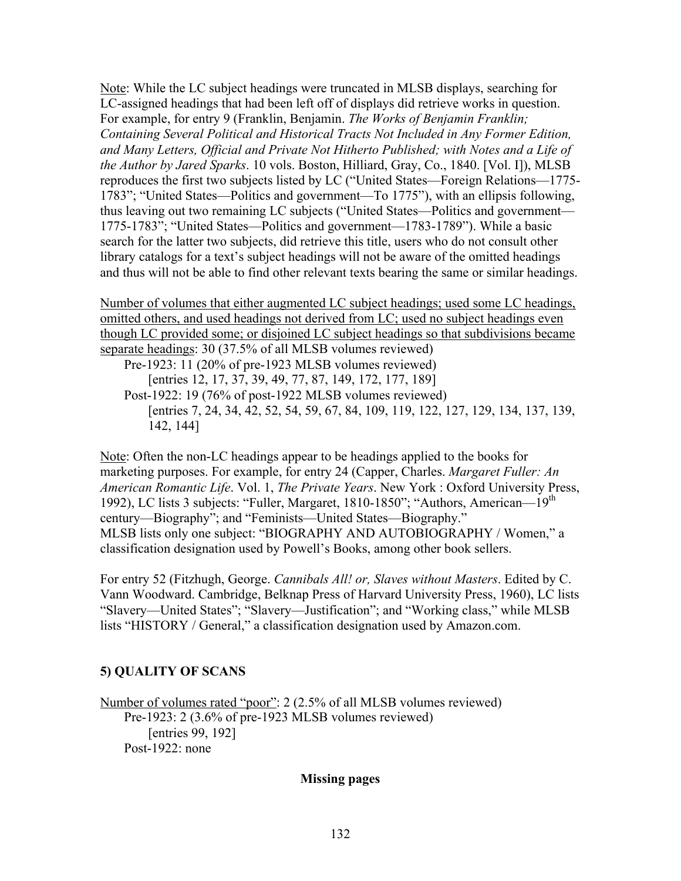<u>Note</u>: While the LC subject headings were truncated in MLSB displays, searching for LC-assigned headings that had been left off of displays did retrieve works in question. For example, for entry 9 (Franklin, Benjamin. *The Works of Benjamin Franklin; Containing Several Political and Historical Tracts Not Included in Any Former Edition, and Many Letters, Official and Private Not Hitherto Published; with Notes and a Life of the Author by Jared Sparks*. 10 vols. Boston, Hilliard, Gray, Co., 1840. [Vol. I]), MLSB reproduces the first two subjects listed by LC ("United States—Foreign Relations—1775-1783"; "United States—Politics and government—To 1775"), with an ellipsis following, thus leaving out two remaining LC subjects ("United States—Politics and government—1775-1783"; "United States—Politics and government—1783-1789"). While a basic search for the latter two subjects, did retrieve this title, users who do not consult other library catalogs for a text's subject headings will not be aware of the omitted headings and thus will not be able to find other relevant texts bearing the same or similar headings.

<u>Number of volumes that either augmented LC subject headings; used some LC headings, omitted others, and used headings not derived from LC; used no subject headings even though LC provided some; or disjoined LC subject headings so that subdivisions became separate headings</u>: 30 (37.5% of all MLSB volumes reviewed)

- Pre-1923: 11 (20% of pre-1923 MLSB volumes reviewed)
  - [entries 12, 17, 37, 39, 49, 77, 87, 149, 172, 177, 189]
- Post-1922: 19 (76% of post-1922 MLSB volumes reviewed)
  - [entries 7, 24, 34, 42, 52, 54, 59, 67, 84, 109, 119, 122, 127, 129, 134, 137, 139, 142, 144]

<u>Note</u>: Often the non-LC headings appear to be headings applied to the books for marketing purposes. For example, for entry 24 (Capper, Charles. *Margaret Fuller: An American Romantic Life*. Vol. 1, *The Private Years*. New York : Oxford University Press, 1992), LC lists 3 subjects: "Fuller, Margaret, 1810-1850"; "Authors, American—19th century—Biography"; and "Feminists—United States—Biography." MLSB lists only one subject: "BIOGRAPHY AND AUTOBIOGRAPHY / Women," a classification designation used by Powell's Books, among other book sellers.

For entry 52 (Fitzhugh, George. *Cannibals All! or, Slaves without Masters*. Edited by C. Vann Woodward. Cambridge, Belknap Press of Harvard University Press, 1960), LC lists "Slavery—United States"; "Slavery—Justification"; and "Working class," while MLSB lists "HISTORY / General," a classification designation used by Amazon.com.

## 5) QUALITY OF SCANS

<u>Number of volumes rated "poor"</u>: 2 (2.5% of all MLSB volumes reviewed)

- Pre-1923: 2 (3.6% of pre-1923 MLSB volumes reviewed)
  - [entries 99, 192]
- Post-1922: none

### Missing pages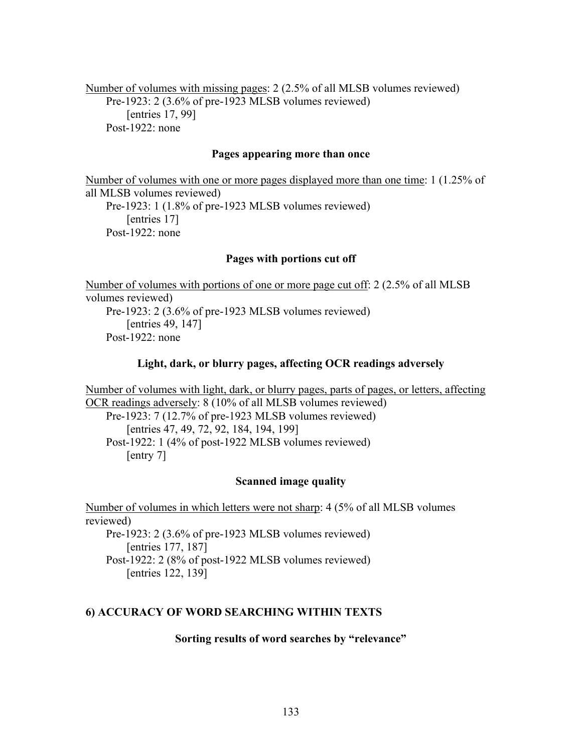<u>Number of volumes with missing pages</u>: 2 (2.5% of all MLSB volumes reviewed)

  Pre-1923: 2 (3.6% of pre-1923 MLSB volumes reviewed)

    [entries 17, 99]

  Post-1922: none

**Pages appearing more than once**

<u>Number of volumes with one or more pages displayed more than one time</u>: 1 (1.25% of all MLSB volumes reviewed)

  Pre-1923: 1 (1.8% of pre-1923 MLSB volumes reviewed)

    [entries 17]

  Post-1922: none

**Pages with portions cut off**

<u>Number of volumes with portions of one or more page cut off</u>: 2 (2.5% of all MLSB volumes reviewed)

  Pre-1923: 2 (3.6% of pre-1923 MLSB volumes reviewed)

    [entries 49, 147]

  Post-1922: none

**Light, dark, or blurry pages, affecting OCR readings adversely**

<u>Number of volumes with light, dark, or blurry pages, parts of pages, or letters, affecting OCR readings adversely</u>: 8 (10% of all MLSB volumes reviewed)

  Pre-1923: 7 (12.7% of pre-1923 MLSB volumes reviewed)

    [entries 47, 49, 72, 92, 184, 194, 199]

  Post-1922: 1 (4% of post-1922 MLSB volumes reviewed)

    [entry 7]

**Scanned image quality**

<u>Number of volumes in which letters were not sharp</u>: 4 (5% of all MLSB volumes reviewed)

  Pre-1923: 2 (3.6% of pre-1923 MLSB volumes reviewed)

    [entries 177, 187]

  Post-1922: 2 (8% of post-1922 MLSB volumes reviewed)

    [entries 122, 139]

## 6) ACCURACY OF WORD SEARCHING WITHIN TEXTS

**Sorting results of word searches by "relevance"**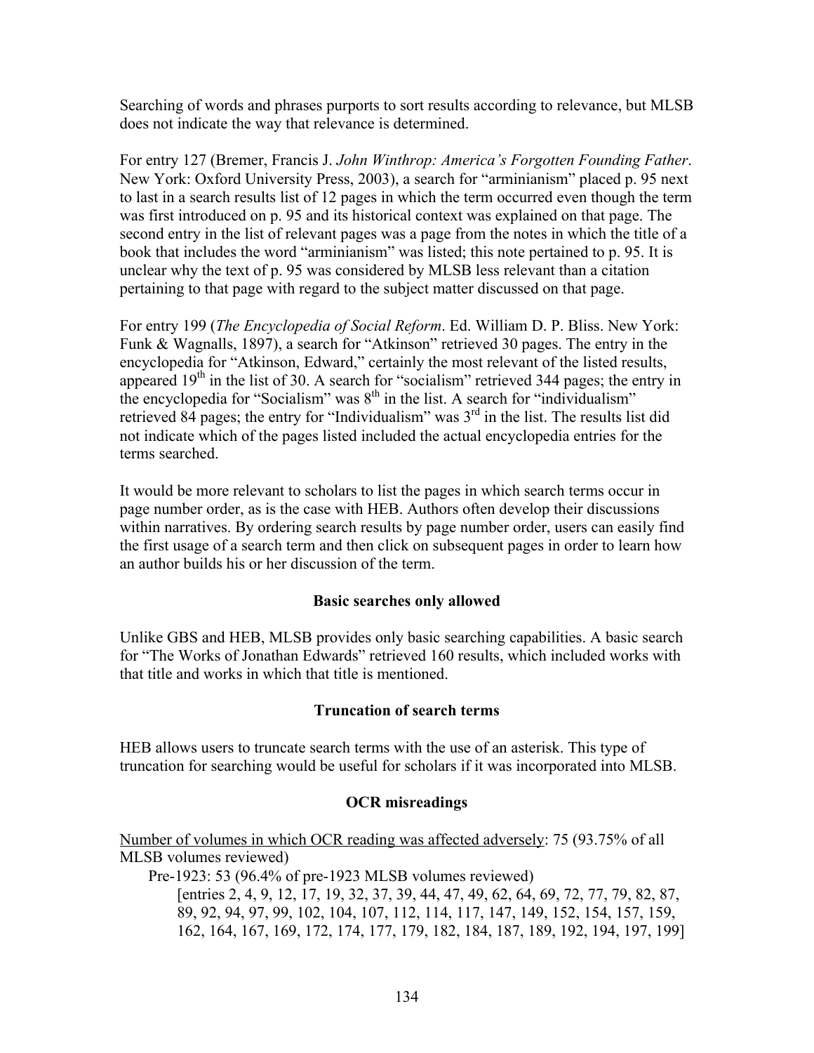Searching of words and phrases purports to sort results according to relevance, but MLSB does not indicate the way that relevance is determined.

For entry 127 (Bremer, Francis J. *John Winthrop: America's Forgotten Founding Father*. New York: Oxford University Press, 2003), a search for "arminianism" placed p. 95 next to last in a search results list of 12 pages in which the term occurred even though the term was first introduced on p. 95 and its historical context was explained on that page. The second entry in the list of relevant pages was a page from the notes in which the title of a book that includes the word "arminianism" was listed; this note pertained to p. 95. It is unclear why the text of p. 95 was considered by MLSB less relevant than a citation pertaining to that page with regard to the subject matter discussed on that page.

For entry 199 (*The Encyclopedia of Social Reform*. Ed. William D. P. Bliss. New York: Funk & Wagnalls, 1897), a search for "Atkinson" retrieved 30 pages. The entry in the encyclopedia for "Atkinson, Edward," certainly the most relevant of the listed results, appeared 19th in the list of 30. A search for "socialism" retrieved 344 pages; the entry in the encyclopedia for "Socialism" was 8th in the list. A search for "individualism" retrieved 84 pages; the entry for "Individualism" was 3rd in the list. The results list did not indicate which of the pages listed included the actual encyclopedia entries for the terms searched.

It would be more relevant to scholars to list the pages in which search terms occur in page number order, as is the case with HEB. Authors often develop their discussions within narratives. By ordering search results by page number order, users can easily find the first usage of a search term and then click on subsequent pages in order to learn how an author builds his or her discussion of the term.

**Basic searches only allowed**

Unlike GBS and HEB, MLSB provides only basic searching capabilities. A basic search for "The Works of Jonathan Edwards" retrieved 160 results, which included works with that title and works in which that title is mentioned.

**Truncation of search terms**

HEB allows users to truncate search terms with the use of an asterisk. This type of truncation for searching would be useful for scholars if it was incorporated into MLSB.

**OCR misreadings**

<u>Number of volumes in which OCR reading was affected adversely</u>: 75 (93.75% of all MLSB volumes reviewed)

Pre-1923: 53 (96.4% of pre-1923 MLSB volumes reviewed)
[entries 2, 4, 9, 12, 17, 19, 32, 37, 39, 44, 47, 49, 62, 64, 69, 72, 77, 79, 82, 87, 89, 92, 94, 97, 99, 102, 104, 107, 112, 114, 117, 147, 149, 152, 154, 157, 159, 162, 164, 167, 169, 172, 174, 177, 179, 182, 184, 187, 189, 192, 194, 197, 199]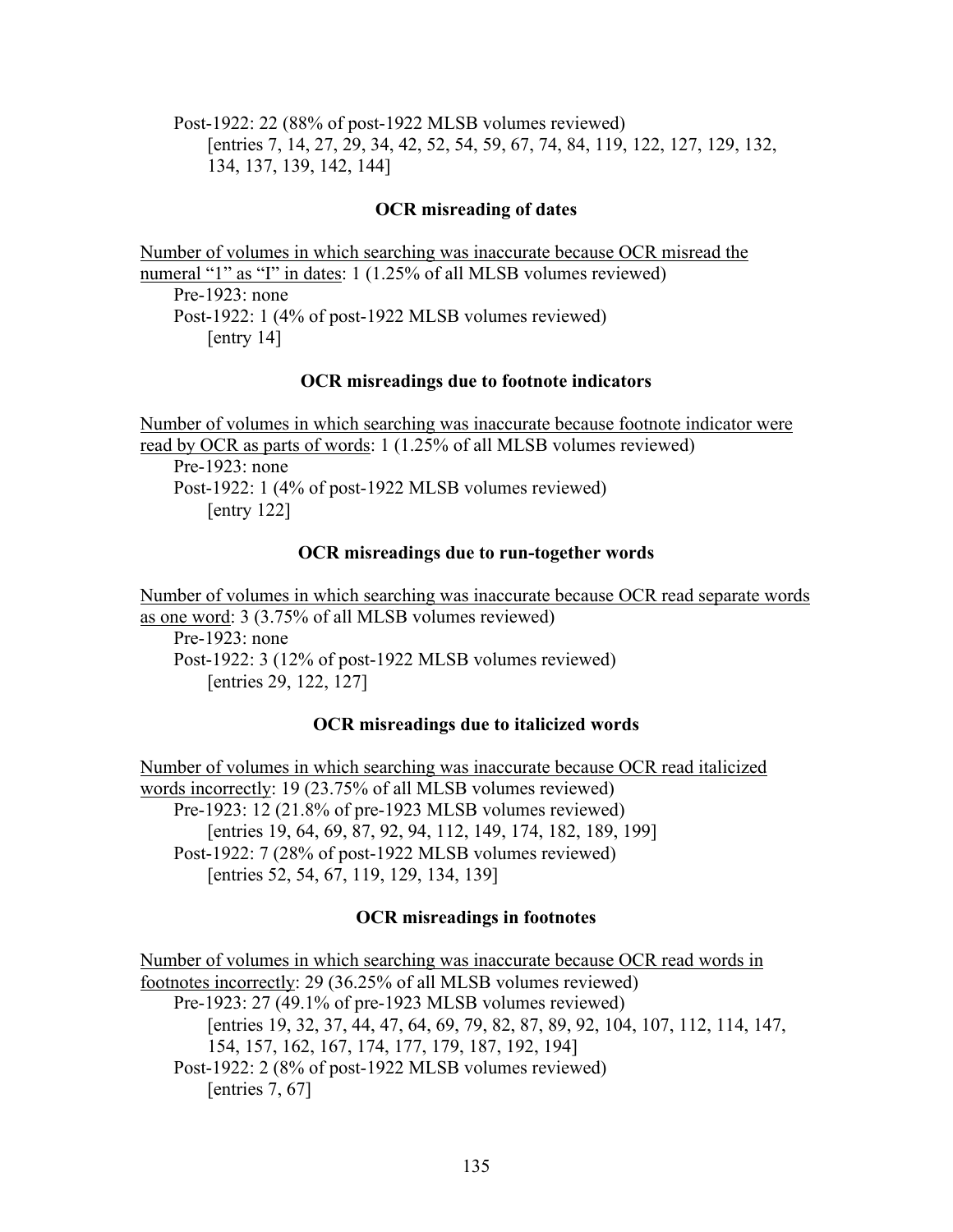Post-1922: 22 (88% of post-1922 MLSB volumes reviewed)
[entries 7, 14, 27, 29, 34, 42, 52, 54, 59, 67, 74, 84, 119, 122, 127, 129, 132, 134, 137, 139, 142, 144]

**OCR misreading of dates**

<u>Number of volumes in which searching was inaccurate because OCR misread the numeral "1" as "I" in dates</u>: 1 (1.25% of all MLSB volumes reviewed)

Pre-1923: none
Post-1922: 1 (4% of post-1922 MLSB volumes reviewed)
[entry 14]

**OCR misreadings due to footnote indicators**

<u>Number of volumes in which searching was inaccurate because footnote indicator were read by OCR as parts of words</u>: 1 (1.25% of all MLSB volumes reviewed)

Pre-1923: none
Post-1922: 1 (4% of post-1922 MLSB volumes reviewed)
[entry 122]

**OCR misreadings due to run-together words**

<u>Number of volumes in which searching was inaccurate because OCR read separate words as one word</u>: 3 (3.75% of all MLSB volumes reviewed)

Pre-1923: none
Post-1922: 3 (12% of post-1922 MLSB volumes reviewed)
[entries 29, 122, 127]

**OCR misreadings due to italicized words**

<u>Number of volumes in which searching was inaccurate because OCR read italicized words incorrectly</u>: 19 (23.75% of all MLSB volumes reviewed)

Pre-1923: 12 (21.8% of pre-1923 MLSB volumes reviewed)
[entries 19, 64, 69, 87, 92, 94, 112, 149, 174, 182, 189, 199]
Post-1922: 7 (28% of post-1922 MLSB volumes reviewed)
[entries 52, 54, 67, 119, 129, 134, 139]

**OCR misreadings in footnotes**

<u>Number of volumes in which searching was inaccurate because OCR read words in footnotes incorrectly</u>: 29 (36.25% of all MLSB volumes reviewed)

Pre-1923: 27 (49.1% of pre-1923 MLSB volumes reviewed)
[entries 19, 32, 37, 44, 47, 64, 69, 79, 82, 87, 89, 92, 104, 107, 112, 114, 147, 154, 157, 162, 167, 174, 177, 179, 187, 192, 194]
Post-1922: 2 (8% of post-1922 MLSB volumes reviewed)
[entries 7, 67]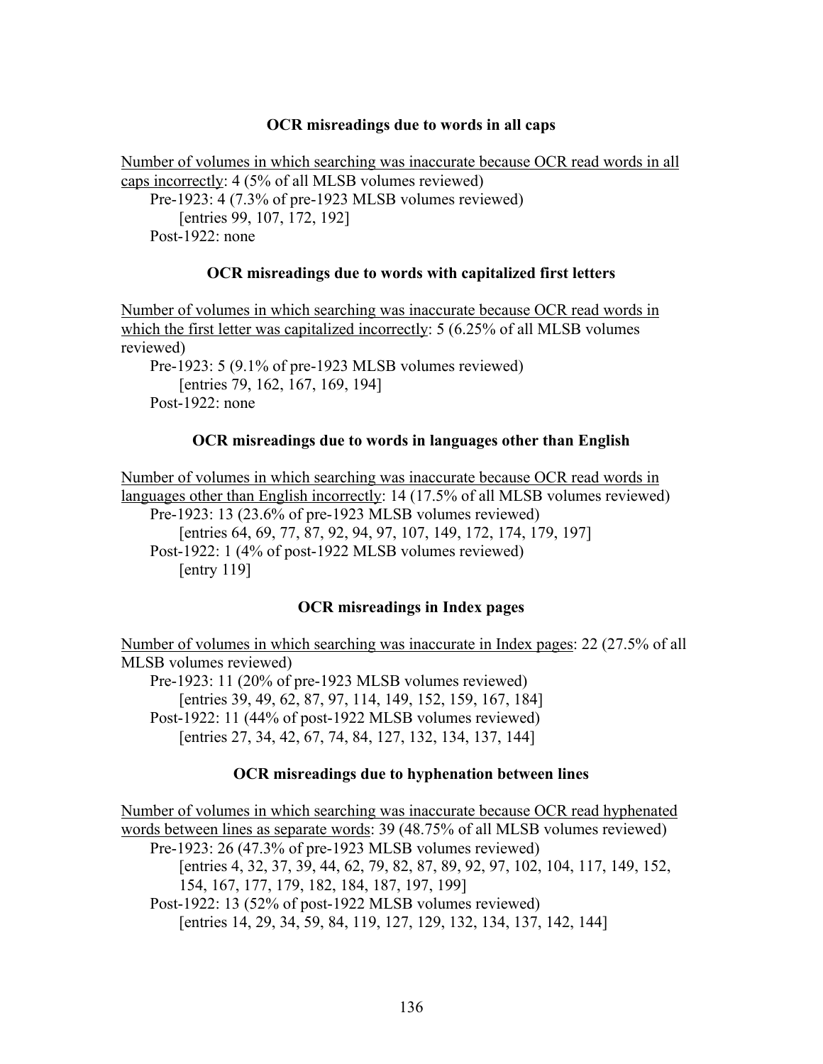**OCR misreadings due to words in all caps**

<u>Number of volumes in which searching was inaccurate because OCR read words in all caps incorrectly</u>: 4 (5% of all MLSB volumes reviewed)

- Pre-1923: 4 (7.3% of pre-1923 MLSB volumes reviewed)
  - [entries 99, 107, 172, 192]
- Post-1922: none

**OCR misreadings due to words with capitalized first letters**

<u>Number of volumes in which searching was inaccurate because OCR read words in which the first letter was capitalized incorrectly</u>: 5 (6.25% of all MLSB volumes reviewed)

- Pre-1923: 5 (9.1% of pre-1923 MLSB volumes reviewed)
  - [entries 79, 162, 167, 169, 194]
- Post-1922: none

**OCR misreadings due to words in languages other than English**

<u>Number of volumes in which searching was inaccurate because OCR read words in languages other than English incorrectly</u>: 14 (17.5% of all MLSB volumes reviewed)

- Pre-1923: 13 (23.6% of pre-1923 MLSB volumes reviewed)
  - [entries 64, 69, 77, 87, 92, 94, 97, 107, 149, 172, 174, 179, 197]
- Post-1922: 1 (4% of post-1922 MLSB volumes reviewed)
  - [entry 119]

**OCR misreadings in Index pages**

<u>Number of volumes in which searching was inaccurate in Index pages</u>: 22 (27.5% of all MLSB volumes reviewed)

- Pre-1923: 11 (20% of pre-1923 MLSB volumes reviewed)
  - [entries 39, 49, 62, 87, 97, 114, 149, 152, 159, 167, 184]
- Post-1922: 11 (44% of post-1922 MLSB volumes reviewed)
  - [entries 27, 34, 42, 67, 74, 84, 127, 132, 134, 137, 144]

**OCR misreadings due to hyphenation between lines**

<u>Number of volumes in which searching was inaccurate because OCR read hyphenated words between lines as separate words</u>: 39 (48.75% of all MLSB volumes reviewed)

- Pre-1923: 26 (47.3% of pre-1923 MLSB volumes reviewed)
  - [entries 4, 32, 37, 39, 44, 62, 79, 82, 87, 89, 92, 97, 102, 104, 117, 149, 152, 154, 167, 177, 179, 182, 184, 187, 197, 199]
- Post-1922: 13 (52% of post-1922 MLSB volumes reviewed)
  - [entries 14, 29, 34, 59, 84, 119, 127, 129, 132, 134, 137, 142, 144]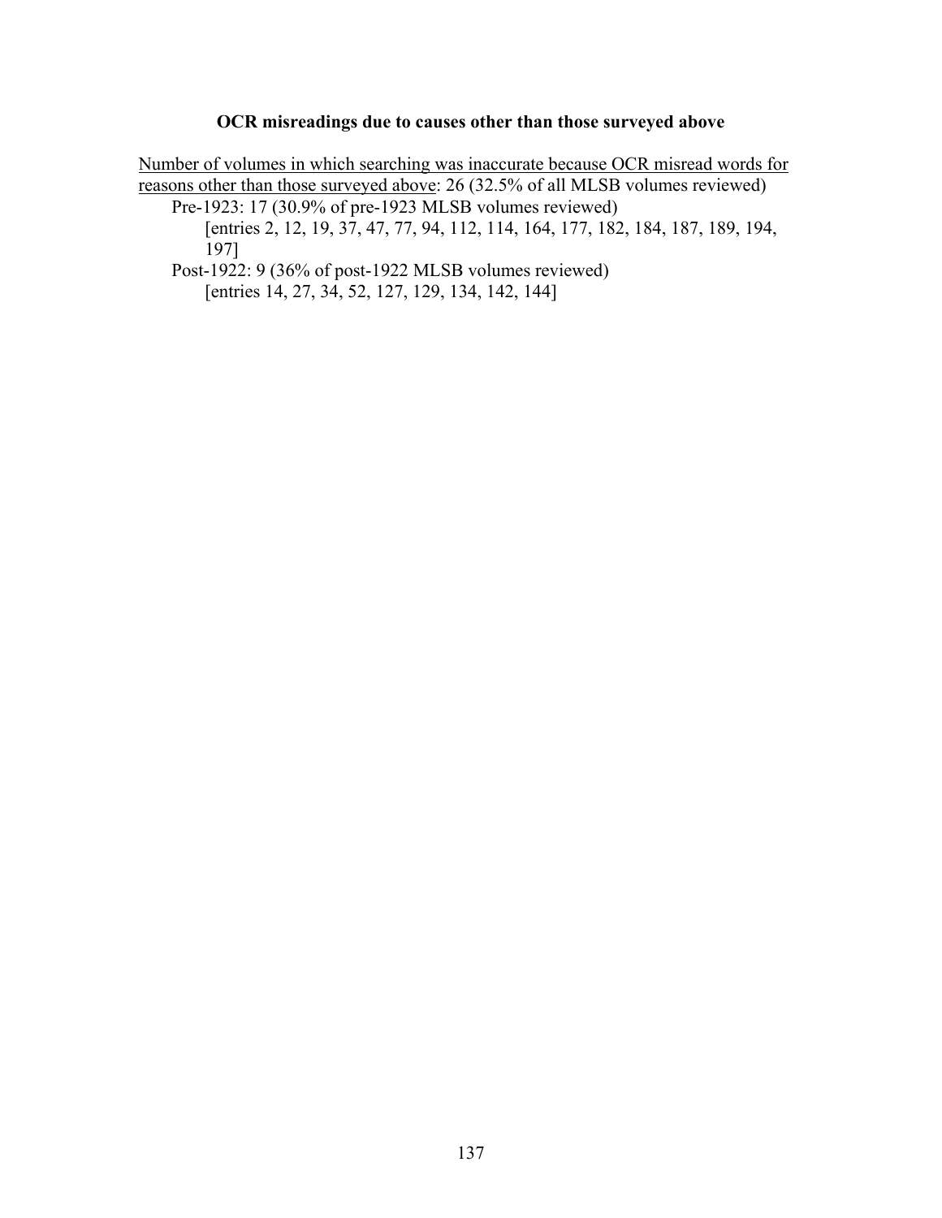### OCR misreadings due to causes other than those surveyed above

<u>Number of volumes in which searching was inaccurate because OCR misread words for reasons other than those surveyed above</u>: 26 (32.5% of all MLSB volumes reviewed)

- Pre-1923: 17 (30.9% of pre-1923 MLSB volumes reviewed)
  - [entries 2, 12, 19, 37, 47, 77, 94, 112, 114, 164, 177, 182, 184, 187, 189, 194, 197]
- Post-1922: 9 (36% of post-1922 MLSB volumes reviewed)
  - [entries 14, 27, 34, 52, 127, 129, 134, 142, 144]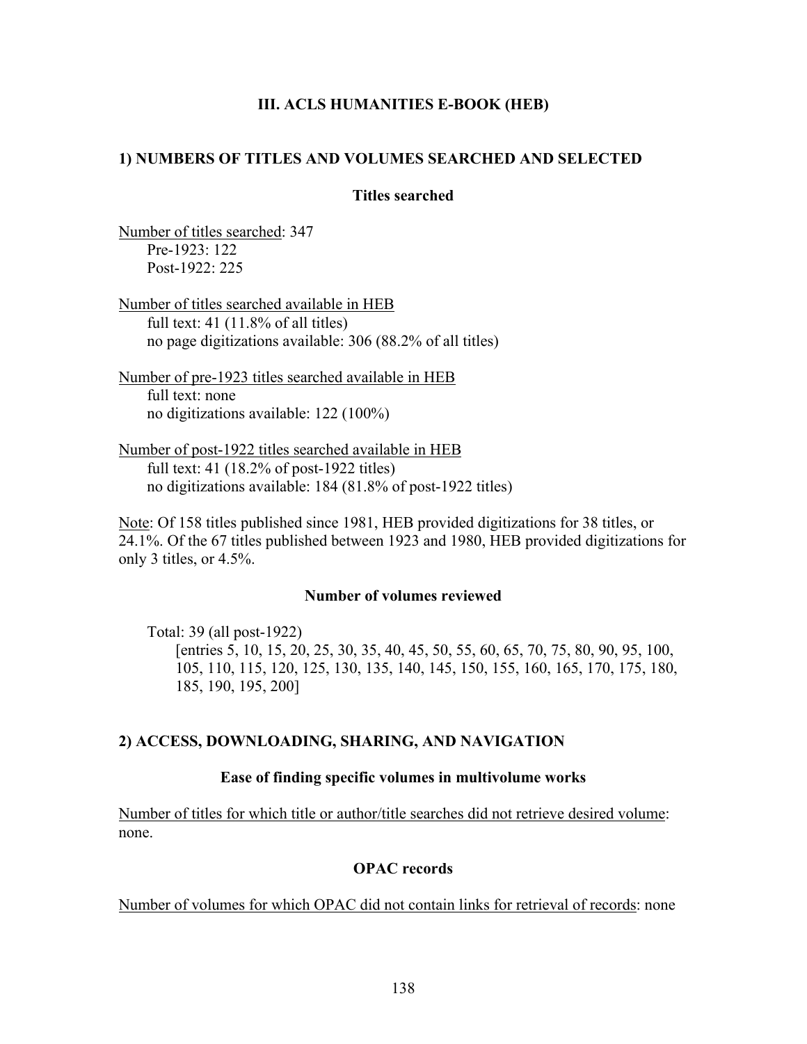### III. ACLS HUMANITIES E-BOOK (HEB)

#### 1) NUMBERS OF TITLES AND VOLUMES SEARCHED AND SELECTED

**Titles searched**

<u>Number of titles searched</u>: 347
- Pre-1923: 122
- Post-1922: 225

<u>Number of titles searched available in HEB</u>
- full text: 41 (11.8% of all titles)
- no page digitizations available: 306 (88.2% of all titles)

<u>Number of pre-1923 titles searched available in HEB</u>
- full text: none
- no digitizations available: 122 (100%)

<u>Number of post-1922 titles searched available in HEB</u>
- full text: 41 (18.2% of post-1922 titles)
- no digitizations available: 184 (81.8% of post-1922 titles)

<u>Note</u>: Of 158 titles published since 1981, HEB provided digitizations for 38 titles, or 24.1%. Of the 67 titles published between 1923 and 1980, HEB provided digitizations for only 3 titles, or 4.5%.

**Number of volumes reviewed**

Total: 39 (all post-1922)
[entries 5, 10, 15, 20, 25, 30, 35, 40, 45, 50, 55, 60, 65, 70, 75, 80, 90, 95, 100, 105, 110, 115, 120, 125, 130, 135, 140, 145, 150, 155, 160, 165, 170, 175, 180, 185, 190, 195, 200]

#### 2) ACCESS, DOWNLOADING, SHARING, AND NAVIGATION

**Ease of finding specific volumes in multivolume works**

<u>Number of titles for which title or author/title searches did not retrieve desired volume</u>: none.

**OPAC records**

<u>Number of volumes for which OPAC did not contain links for retrieval of records</u>: none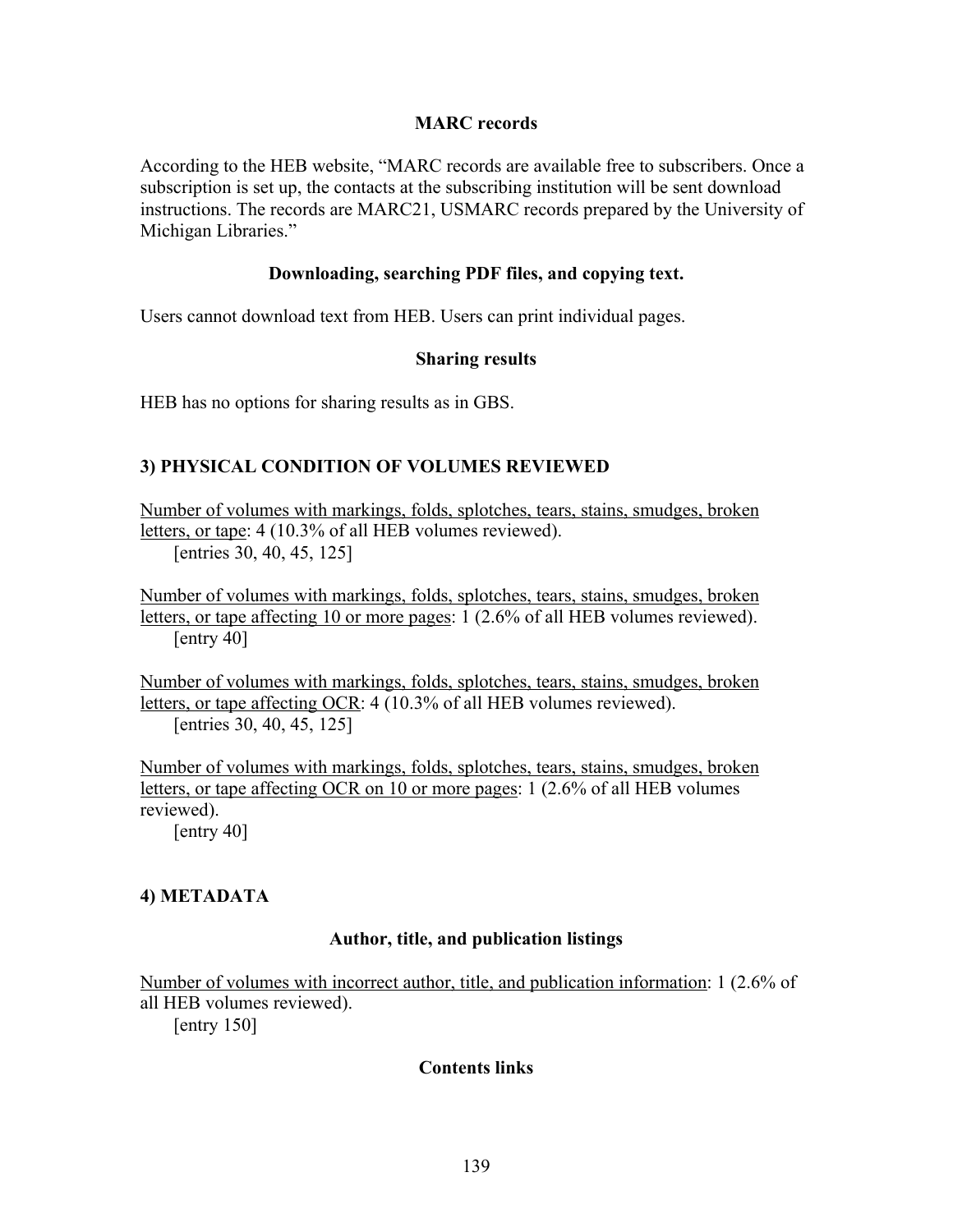#### MARC records

According to the HEB website, "MARC records are available free to subscribers. Once a subscription is set up, the contacts at the subscribing institution will be sent download instructions. The records are MARC21, USMARC records prepared by the University of Michigan Libraries."

#### Downloading, searching PDF files, and copying text.

Users cannot download text from HEB. Users can print individual pages.

#### Sharing results

HEB has no options for sharing results as in GBS.

### 3) PHYSICAL CONDITION OF VOLUMES REVIEWED

<u>Number of volumes with markings, folds, splotches, tears, stains, smudges, broken letters, or tape</u>: 4 (10.3% of all HEB volumes reviewed).
[entries 30, 40, 45, 125]

<u>Number of volumes with markings, folds, splotches, tears, stains, smudges, broken letters, or tape affecting 10 or more pages</u>: 1 (2.6% of all HEB volumes reviewed).
[entry 40]

<u>Number of volumes with markings, folds, splotches, tears, stains, smudges, broken letters, or tape affecting OCR</u>: 4 (10.3% of all HEB volumes reviewed).
[entries 30, 40, 45, 125]

<u>Number of volumes with markings, folds, splotches, tears, stains, smudges, broken letters, or tape affecting OCR on 10 or more pages</u>: 1 (2.6% of all HEB volumes reviewed).
[entry 40]

### 4) METADATA

#### Author, title, and publication listings

<u>Number of volumes with incorrect author, title, and publication information</u>: 1 (2.6% of all HEB volumes reviewed).
[entry 150]

#### Contents links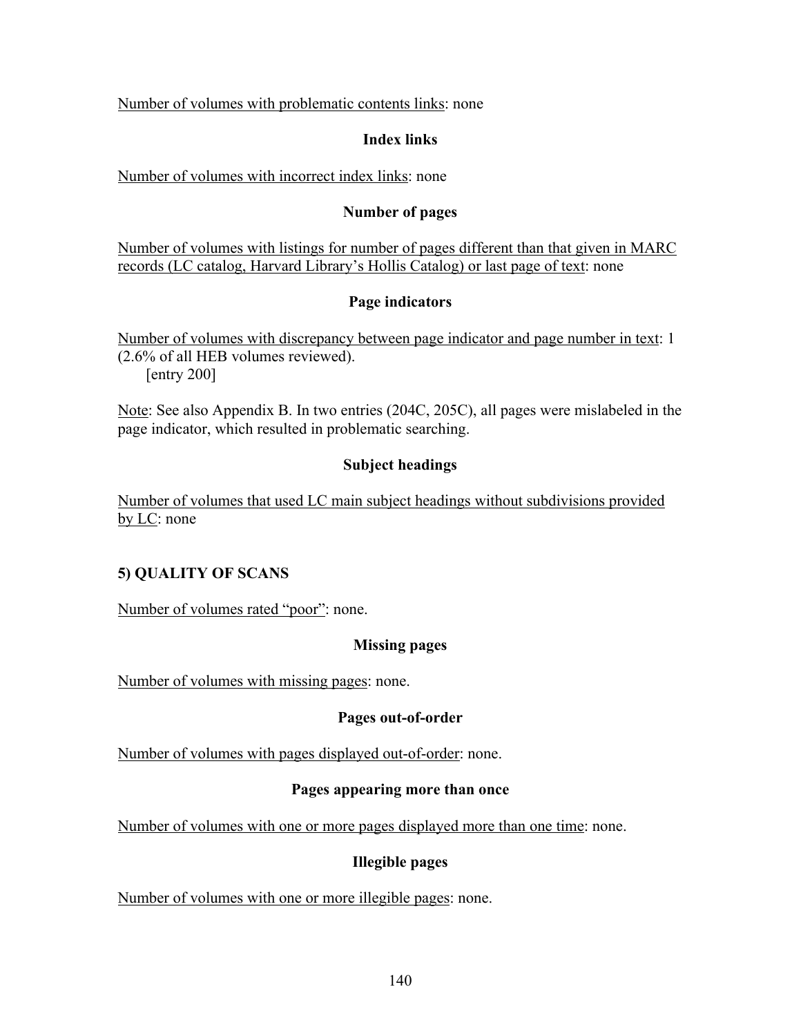Number of volumes with problematic contents links: none

### Index links

Number of volumes with incorrect index links: none

### Number of pages

Number of volumes with listings for number of pages different than that given in MARC records (LC catalog, Harvard Library's Hollis Catalog) or last page of text: none

### Page indicators

Number of volumes with discrepancy between page indicator and page number in text: 1 (2.6% of all HEB volumes reviewed).
[entry 200]

Note: See also Appendix B. In two entries (204C, 205C), all pages were mislabeled in the page indicator, which resulted in problematic searching.

### Subject headings

Number of volumes that used LC main subject headings without subdivisions provided by LC: none

## 5) QUALITY OF SCANS

Number of volumes rated "poor": none.

### Missing pages

Number of volumes with missing pages: none.

### Pages out-of-order

Number of volumes with pages displayed out-of-order: none.

### Pages appearing more than once

Number of volumes with one or more pages displayed more than one time: none.

### Illegible pages

Number of volumes with one or more illegible pages: none.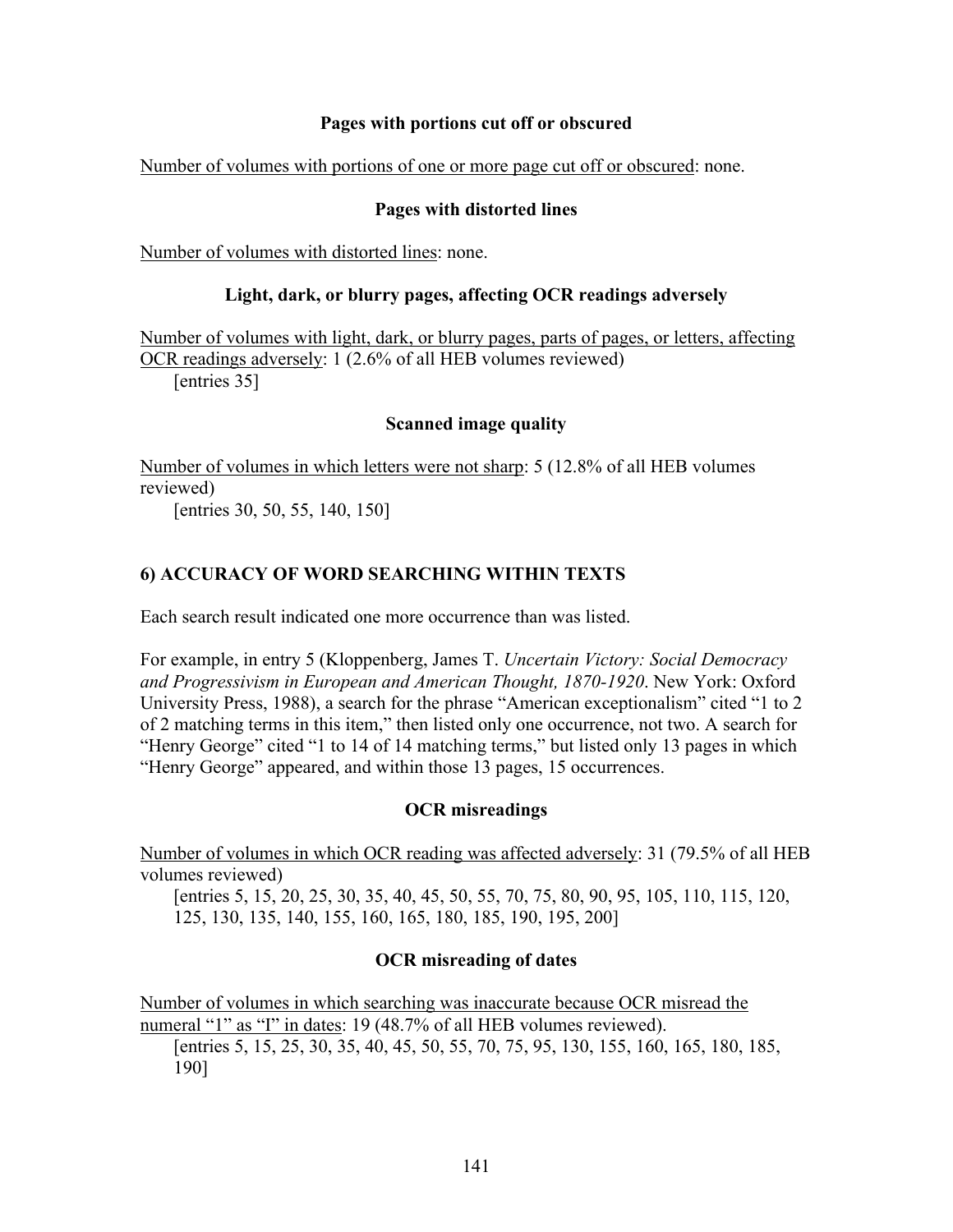**Pages with portions cut off or obscured**

Number of volumes with portions of one or more page cut off or obscured: none.

**Pages with distorted lines**

Number of volumes with distorted lines: none.

**Light, dark, or blurry pages, affecting OCR readings adversely**

Number of volumes with light, dark, or blurry pages, parts of pages, or letters, affecting OCR readings adversely: 1 (2.6% of all HEB volumes reviewed)
[entries 35]

**Scanned image quality**

Number of volumes in which letters were not sharp: 5 (12.8% of all HEB volumes reviewed)
[entries 30, 50, 55, 140, 150]

## 6) ACCURACY OF WORD SEARCHING WITHIN TEXTS

Each search result indicated one more occurrence than was listed.

For example, in entry 5 (Kloppenberg, James T. *Uncertain Victory: Social Democracy and Progressivism in European and American Thought, 1870-1920*. New York: Oxford University Press, 1988), a search for the phrase "American exceptionalism" cited "1 to 2 of 2 matching terms in this item," then listed only one occurrence, not two. A search for "Henry George" cited "1 to 14 of 14 matching terms," but listed only 13 pages in which "Henry George" appeared, and within those 13 pages, 15 occurrences.

**OCR misreadings**

Number of volumes in which OCR reading was affected adversely: 31 (79.5% of all HEB volumes reviewed)
[entries 5, 15, 20, 25, 30, 35, 40, 45, 50, 55, 70, 75, 80, 90, 95, 105, 110, 115, 120, 125, 130, 135, 140, 155, 160, 165, 180, 185, 190, 195, 200]

**OCR misreading of dates**

Number of volumes in which searching was inaccurate because OCR misread the numeral "1" as "I" in dates: 19 (48.7% of all HEB volumes reviewed).
[entries 5, 15, 25, 30, 35, 40, 45, 50, 55, 70, 75, 95, 130, 155, 160, 165, 180, 185, 190]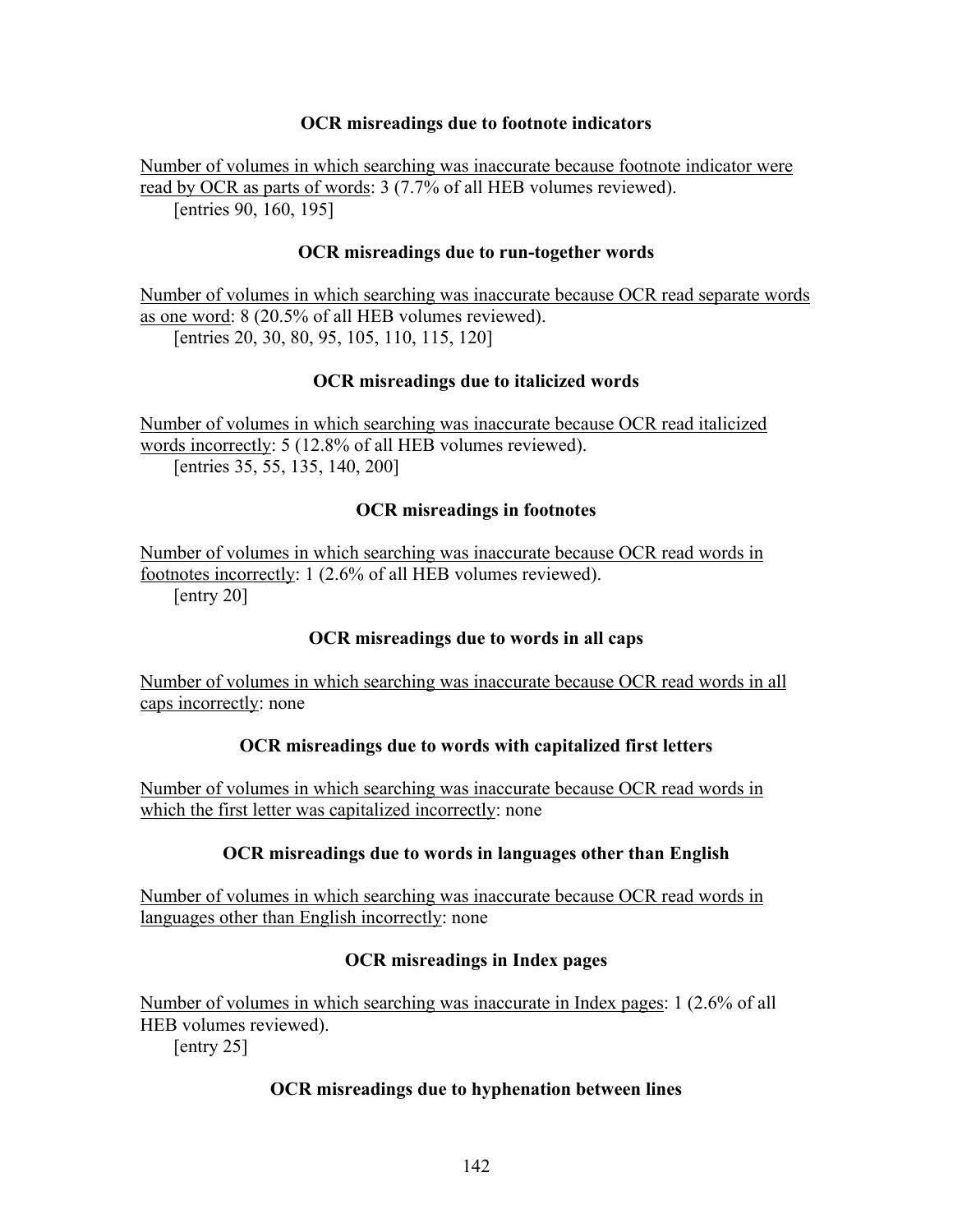**OCR misreadings due to footnote indicators**

Number of volumes in which searching was inaccurate because footnote indicator were read by OCR as parts of words: 3 (7.7% of all HEB volumes reviewed).
[entries 90, 160, 195]

**OCR misreadings due to run-together words**

Number of volumes in which searching was inaccurate because OCR read separate words as one word: 8 (20.5% of all HEB volumes reviewed).
[entries 20, 30, 80, 95, 105, 110, 115, 120]

**OCR misreadings due to italicized words**

Number of volumes in which searching was inaccurate because OCR read italicized words incorrectly: 5 (12.8% of all HEB volumes reviewed).
[entries 35, 55, 135, 140, 200]

**OCR misreadings in footnotes**

Number of volumes in which searching was inaccurate because OCR read words in footnotes incorrectly: 1 (2.6% of all HEB volumes reviewed).
[entry 20]

**OCR misreadings due to words in all caps**

Number of volumes in which searching was inaccurate because OCR read words in all caps incorrectly: none

**OCR misreadings due to words with capitalized first letters**

Number of volumes in which searching was inaccurate because OCR read words in which the first letter was capitalized incorrectly: none

**OCR misreadings due to words in languages other than English**

Number of volumes in which searching was inaccurate because OCR read words in languages other than English incorrectly: none

**OCR misreadings in Index pages**

Number of volumes in which searching was inaccurate in Index pages: 1 (2.6% of all HEB volumes reviewed).
[entry 25]

**OCR misreadings due to hyphenation between lines**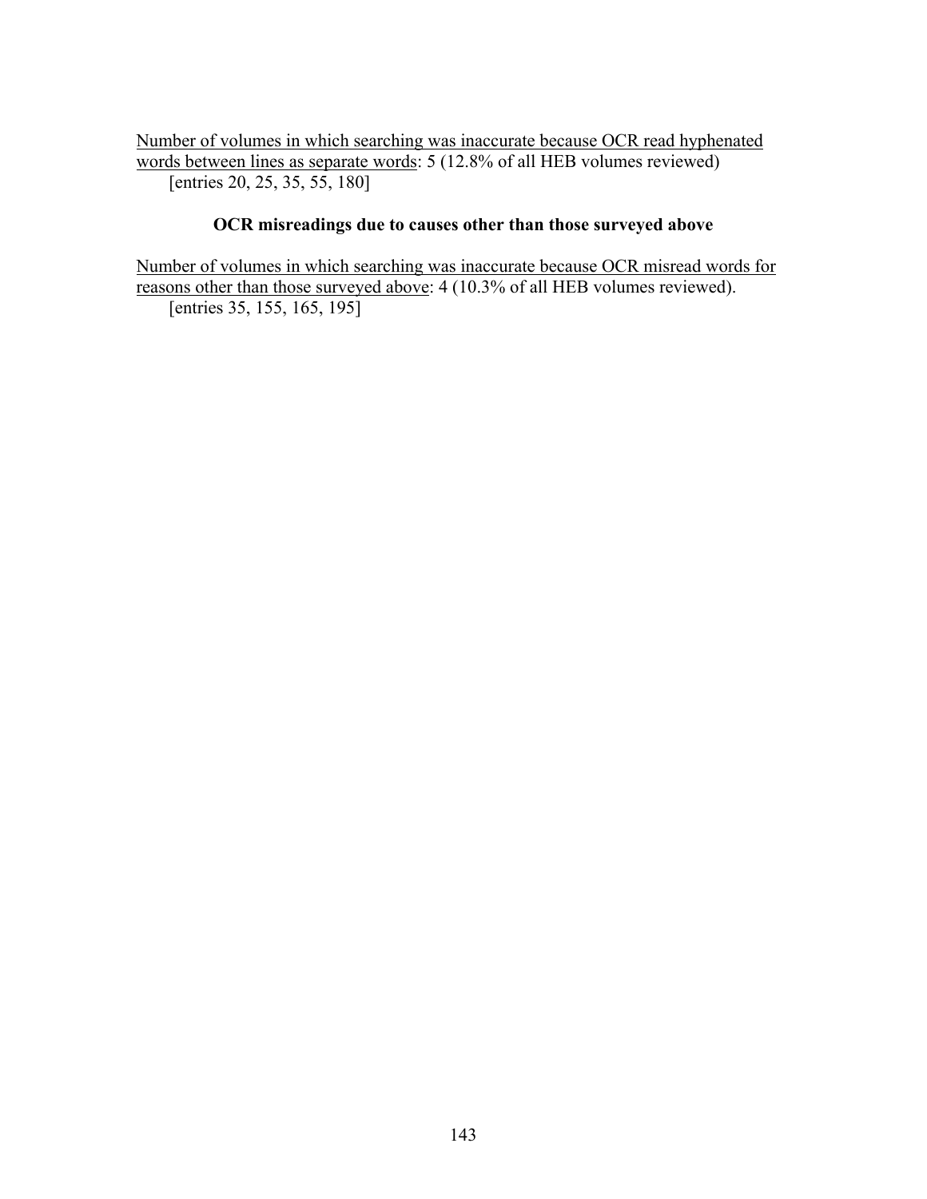Number of volumes in which searching was inaccurate because OCR read hyphenated words between lines as separate words: 5 (12.8% of all HEB volumes reviewed)
[entries 20, 25, 35, 55, 180]

**OCR misreadings due to causes other than those surveyed above**

Number of volumes in which searching was inaccurate because OCR misread words for reasons other than those surveyed above: 4 (10.3% of all HEB volumes reviewed).
[entries 35, 155, 165, 195]